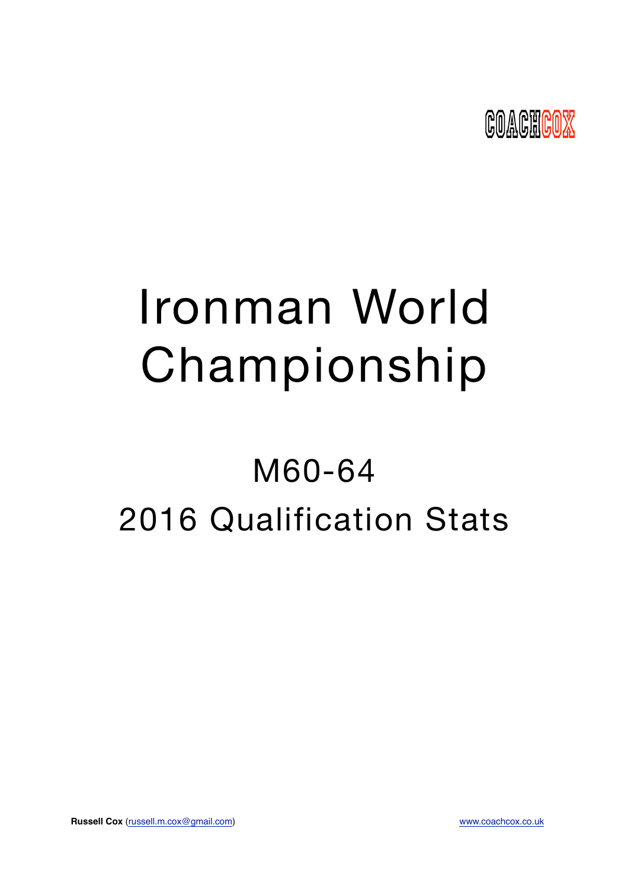COACHCOX

# Ironman World Championship

## M60-64

## 2016 Qualification Stats

**Russell Cox** (russell.m.cox@gmail.com) www.coachcox.co.uk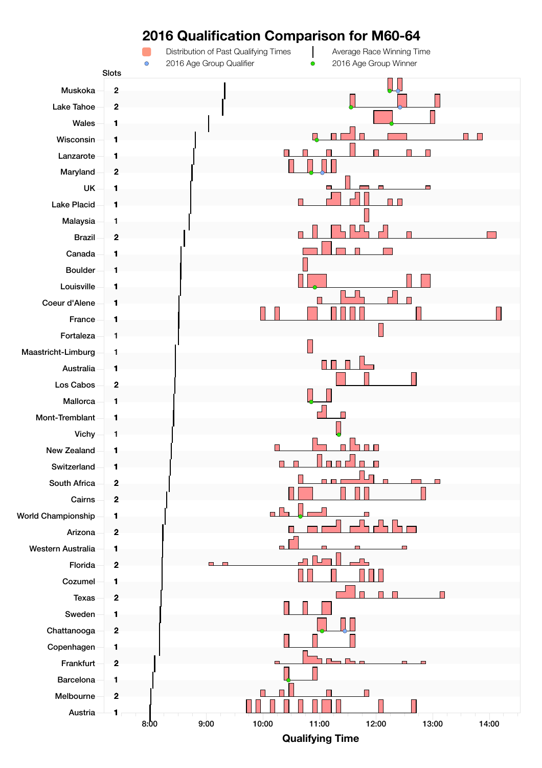# 2016 Qualification Comparison for M60-64

Distribution of Past Qualifying Times | Average Race Winning Time | 2016 Age Group Qualifier | 2016 Age Group Winner

| Race | Slots |
|---|---|
| Muskoka | 2 |
| Lake Tahoe | 2 |
| Wales | 1 |
| Wisconsin | 1 |
| Lanzarote | 1 |
| Maryland | 2 |
| UK | 1 |
| Lake Placid | 1 |
| Malaysia | 1 |
| Brazil | 2 |
| Canada | 1 |
| Boulder | 1 |
| Louisville | 1 |
| Coeur d'Alene | 1 |
| France | 1 |
| Fortaleza | 1 |
| Maastricht-Limburg | 1 |
| Australia | 1 |
| Los Cabos | 2 |
| Mallorca | 1 |
| Mont-Tremblant | 1 |
| Vichy | 1 |
| New Zealand | 1 |
| Switzerland | 1 |
| South Africa | 2 |
| Cairns | 2 |
| World Championship | 1 |
| Arizona | 2 |
| Western Australia | 1 |
| Florida | 2 |
| Cozumel | 1 |
| Texas | 2 |
| Sweden | 1 |
| Chattanooga | 2 |
| Copenhagen | 1 |
| Frankfurt | 2 |
| Barcelona | 1 |
| Melbourne | 2 |
| Austria | 1 |

Qualifying Time: 8:00, 9:00, 10:00, 11:00, 12:00, 13:00, 14:00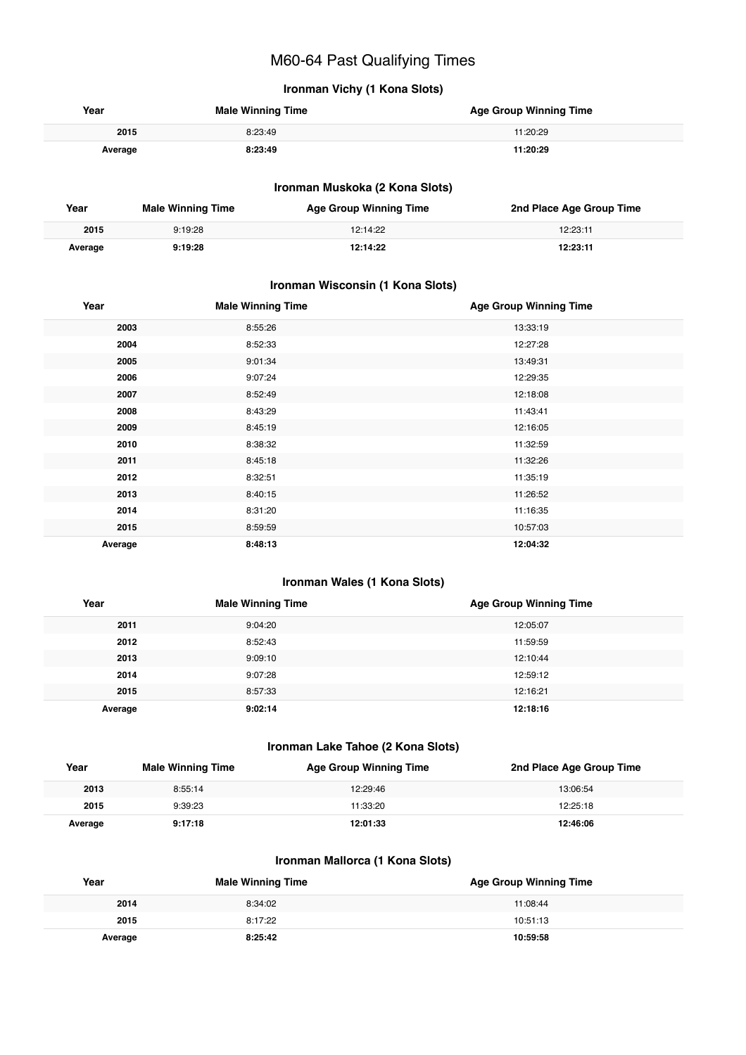# M60-64 Past Qualifying Times

### Ironman Vichy (1 Kona Slots)

| Year | Male Winning Time | Age Group Winning Time |
|---|---|---|
| 2015 | 8:23:49 | 11:20:29 |
| **Average** | **8:23:49** | **11:20:29** |

### Ironman Muskoka (2 Kona Slots)

| Year | Male Winning Time | Age Group Winning Time | 2nd Place Age Group Time |
|---|---|---|---|
| 2015 | 9:19:28 | 12:14:22 | 12:23:11 |
| **Average** | **9:19:28** | **12:14:22** | **12:23:11** |

### Ironman Wisconsin (1 Kona Slots)

| Year | Male Winning Time | Age Group Winning Time |
|---|---|---|
| 2003 | 8:55:26 | 13:33:19 |
| 2004 | 8:52:33 | 12:27:28 |
| 2005 | 9:01:34 | 13:49:31 |
| 2006 | 9:07:24 | 12:29:35 |
| 2007 | 8:52:49 | 12:18:08 |
| 2008 | 8:43:29 | 11:43:41 |
| 2009 | 8:45:19 | 12:16:05 |
| 2010 | 8:38:32 | 11:32:59 |
| 2011 | 8:45:18 | 11:32:26 |
| 2012 | 8:32:51 | 11:35:19 |
| 2013 | 8:40:15 | 11:26:52 |
| 2014 | 8:31:20 | 11:16:35 |
| 2015 | 8:59:59 | 10:57:03 |
| **Average** | **8:48:13** | **12:04:32** |

### Ironman Wales (1 Kona Slots)

| Year | Male Winning Time | Age Group Winning Time |
|---|---|---|
| 2011 | 9:04:20 | 12:05:07 |
| 2012 | 8:52:43 | 11:59:59 |
| 2013 | 9:09:10 | 12:10:44 |
| 2014 | 9:07:28 | 12:59:12 |
| 2015 | 8:57:33 | 12:16:21 |
| **Average** | **9:02:14** | **12:18:16** |

### Ironman Lake Tahoe (2 Kona Slots)

| Year | Male Winning Time | Age Group Winning Time | 2nd Place Age Group Time |
|---|---|---|---|
| 2013 | 8:55:14 | 12:29:46 | 13:06:54 |
| 2015 | 9:39:23 | 11:33:20 | 12:25:18 |
| **Average** | **9:17:18** | **12:01:33** | **12:46:06** |

### Ironman Mallorca (1 Kona Slots)

| Year | Male Winning Time | Age Group Winning Time |
|---|---|---|
| 2014 | 8:34:02 | 11:08:44 |
| 2015 | 8:17:22 | 10:51:13 |
| **Average** | **8:25:42** | **10:59:58** |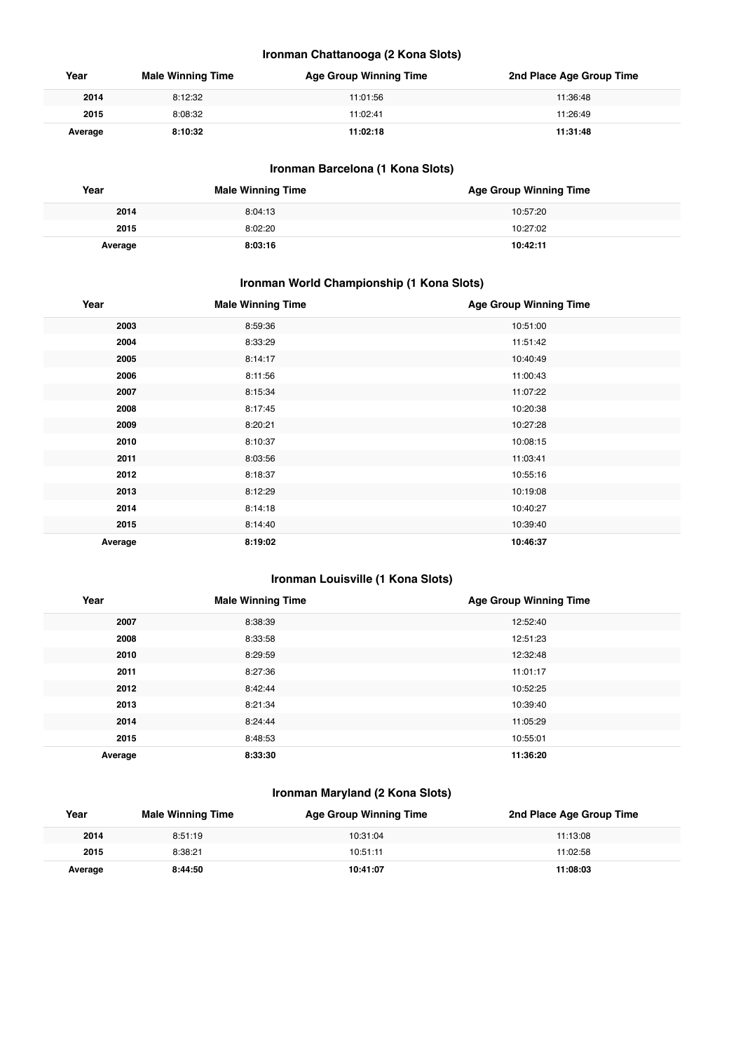### Ironman Chattanooga (2 Kona Slots)

| Year | Male Winning Time | Age Group Winning Time | 2nd Place Age Group Time |
| --- | --- | --- | --- |
| **2014** | 8:12:32 | 11:01:56 | 11:36:48 |
| **2015** | 8:08:32 | 11:02:41 | 11:26:49 |
| **Average** | **8:10:32** | **11:02:18** | **11:31:48** |

### Ironman Barcelona (1 Kona Slots)

| Year | Male Winning Time | Age Group Winning Time |
| --- | --- | --- |
| **2014** | 8:04:13 | 10:57:20 |
| **2015** | 8:02:20 | 10:27:02 |
| **Average** | **8:03:16** | **10:42:11** |

### Ironman World Championship (1 Kona Slots)

| Year | Male Winning Time | Age Group Winning Time |
| --- | --- | --- |
| **2003** | 8:59:36 | 10:51:00 |
| **2004** | 8:33:29 | 11:51:42 |
| **2005** | 8:14:17 | 10:40:49 |
| **2006** | 8:11:56 | 11:00:43 |
| **2007** | 8:15:34 | 11:07:22 |
| **2008** | 8:17:45 | 10:20:38 |
| **2009** | 8:20:21 | 10:27:28 |
| **2010** | 8:10:37 | 10:08:15 |
| **2011** | 8:03:56 | 11:03:41 |
| **2012** | 8:18:37 | 10:55:16 |
| **2013** | 8:12:29 | 10:19:08 |
| **2014** | 8:14:18 | 10:40:27 |
| **2015** | 8:14:40 | 10:39:40 |
| **Average** | **8:19:02** | **10:46:37** |

### Ironman Louisville (1 Kona Slots)

| Year | Male Winning Time | Age Group Winning Time |
| --- | --- | --- |
| **2007** | 8:38:39 | 12:52:40 |
| **2008** | 8:33:58 | 12:51:23 |
| **2010** | 8:29:59 | 12:32:48 |
| **2011** | 8:27:36 | 11:01:17 |
| **2012** | 8:42:44 | 10:52:25 |
| **2013** | 8:21:34 | 10:39:40 |
| **2014** | 8:24:44 | 11:05:29 |
| **2015** | 8:48:53 | 10:55:01 |
| **Average** | **8:33:30** | **11:36:20** |

### Ironman Maryland (2 Kona Slots)

| Year | Male Winning Time | Age Group Winning Time | 2nd Place Age Group Time |
| --- | --- | --- | --- |
| **2014** | 8:51:19 | 10:31:04 | 11:13:08 |
| **2015** | 8:38:21 | 10:51:11 | 11:02:58 |
| **Average** | **8:44:50** | **10:41:07** | **11:08:03** |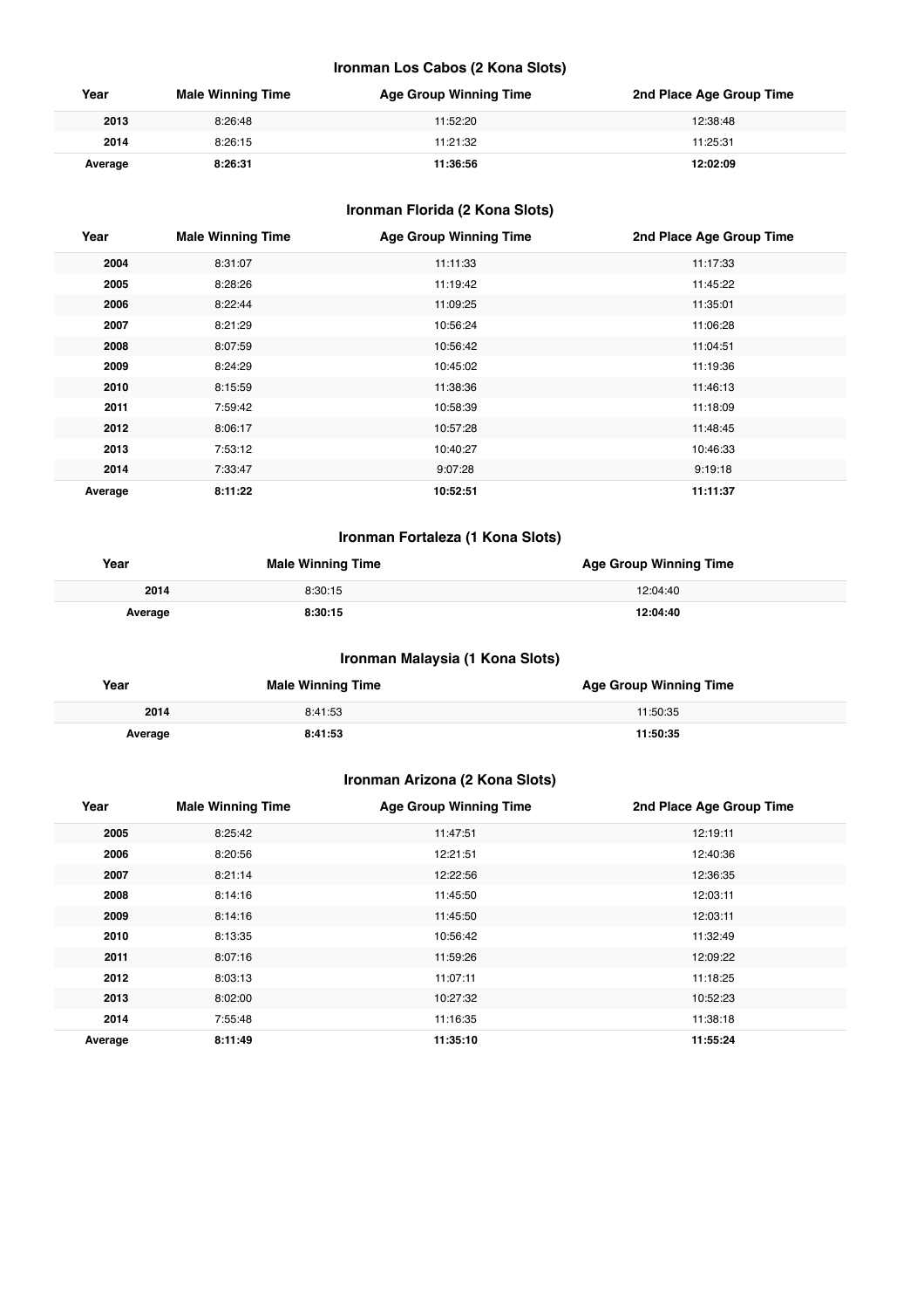### Ironman Los Cabos (2 Kona Slots)

| Year | Male Winning Time | Age Group Winning Time | 2nd Place Age Group Time |
|---|---|---|---|
| **2013** | 8:26:48 | 11:52:20 | 12:38:48 |
| **2014** | 8:26:15 | 11:21:32 | 11:25:31 |
| **Average** | **8:26:31** | **11:36:56** | **12:02:09** |

### Ironman Florida (2 Kona Slots)

| Year | Male Winning Time | Age Group Winning Time | 2nd Place Age Group Time |
|---|---|---|---|
| **2004** | 8:31:07 | 11:11:33 | 11:17:33 |
| **2005** | 8:28:26 | 11:19:42 | 11:45:22 |
| **2006** | 8:22:44 | 11:09:25 | 11:35:01 |
| **2007** | 8:21:29 | 10:56:24 | 11:06:28 |
| **2008** | 8:07:59 | 10:56:42 | 11:04:51 |
| **2009** | 8:24:29 | 10:45:02 | 11:19:36 |
| **2010** | 8:15:59 | 11:38:36 | 11:46:13 |
| **2011** | 7:59:42 | 10:58:39 | 11:18:09 |
| **2012** | 8:06:17 | 10:57:28 | 11:48:45 |
| **2013** | 7:53:12 | 10:40:27 | 10:46:33 |
| **2014** | 7:33:47 | 9:07:28 | 9:19:18 |
| **Average** | **8:11:22** | **10:52:51** | **11:11:37** |

### Ironman Fortaleza (1 Kona Slots)

| Year | Male Winning Time | Age Group Winning Time |
|---|---|---|
| **2014** | 8:30:15 | 12:04:40 |
| **Average** | **8:30:15** | **12:04:40** |

### Ironman Malaysia (1 Kona Slots)

| Year | Male Winning Time | Age Group Winning Time |
|---|---|---|
| **2014** | 8:41:53 | 11:50:35 |
| **Average** | **8:41:53** | **11:50:35** |

### Ironman Arizona (2 Kona Slots)

| Year | Male Winning Time | Age Group Winning Time | 2nd Place Age Group Time |
|---|---|---|---|
| **2005** | 8:25:42 | 11:47:51 | 12:19:11 |
| **2006** | 8:20:56 | 12:21:51 | 12:40:36 |
| **2007** | 8:21:14 | 12:22:56 | 12:36:35 |
| **2008** | 8:14:16 | 11:45:50 | 12:03:11 |
| **2009** | 8:14:16 | 11:45:50 | 12:03:11 |
| **2010** | 8:13:35 | 10:56:42 | 11:32:49 |
| **2011** | 8:07:16 | 11:59:26 | 12:09:22 |
| **2012** | 8:03:13 | 11:07:11 | 11:18:25 |
| **2013** | 8:02:00 | 10:27:32 | 10:52:23 |
| **2014** | 7:55:48 | 11:16:35 | 11:38:18 |
| **Average** | **8:11:49** | **11:35:10** | **11:55:24** |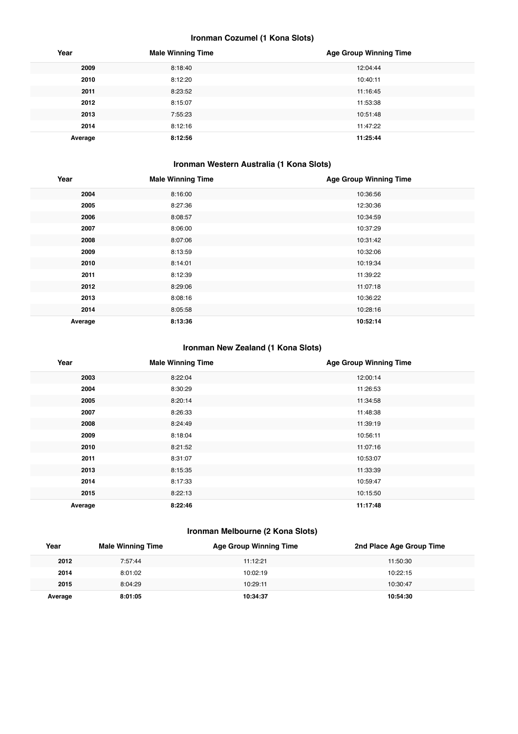### Ironman Cozumel (1 Kona Slots)

| Year | Male Winning Time | Age Group Winning Time |
| --- | --- | --- |
| 2009 | 8:18:40 | 12:04:44 |
| 2010 | 8:12:20 | 10:40:11 |
| 2011 | 8:23:52 | 11:16:45 |
| 2012 | 8:15:07 | 11:53:38 |
| 2013 | 7:55:23 | 10:51:48 |
| 2014 | 8:12:16 | 11:47:22 |
| **Average** | **8:12:56** | **11:25:44** |

### Ironman Western Australia (1 Kona Slots)

| Year | Male Winning Time | Age Group Winning Time |
| --- | --- | --- |
| 2004 | 8:16:00 | 10:36:56 |
| 2005 | 8:27:36 | 12:30:36 |
| 2006 | 8:08:57 | 10:34:59 |
| 2007 | 8:06:00 | 10:37:29 |
| 2008 | 8:07:06 | 10:31:42 |
| 2009 | 8:13:59 | 10:32:06 |
| 2010 | 8:14:01 | 10:19:34 |
| 2011 | 8:12:39 | 11:39:22 |
| 2012 | 8:29:06 | 11:07:18 |
| 2013 | 8:08:16 | 10:36:22 |
| 2014 | 8:05:58 | 10:28:16 |
| **Average** | **8:13:36** | **10:52:14** |

### Ironman New Zealand (1 Kona Slots)

| Year | Male Winning Time | Age Group Winning Time |
| --- | --- | --- |
| 2003 | 8:22:04 | 12:00:14 |
| 2004 | 8:30:29 | 11:26:53 |
| 2005 | 8:20:14 | 11:34:58 |
| 2007 | 8:26:33 | 11:48:38 |
| 2008 | 8:24:49 | 11:39:19 |
| 2009 | 8:18:04 | 10:56:11 |
| 2010 | 8:21:52 | 11:07:16 |
| 2011 | 8:31:07 | 10:53:07 |
| 2013 | 8:15:35 | 11:33:39 |
| 2014 | 8:17:33 | 10:59:47 |
| 2015 | 8:22:13 | 10:15:50 |
| **Average** | **8:22:46** | **11:17:48** |

### Ironman Melbourne (2 Kona Slots)

| Year | Male Winning Time | Age Group Winning Time | 2nd Place Age Group Time |
| --- | --- | --- | --- |
| 2012 | 7:57:44 | 11:12:21 | 11:50:30 |
| 2014 | 8:01:02 | 10:02:19 | 10:22:15 |
| 2015 | 8:04:29 | 10:29:11 | 10:30:47 |
| **Average** | **8:01:05** | **10:34:37** | **10:54:30** |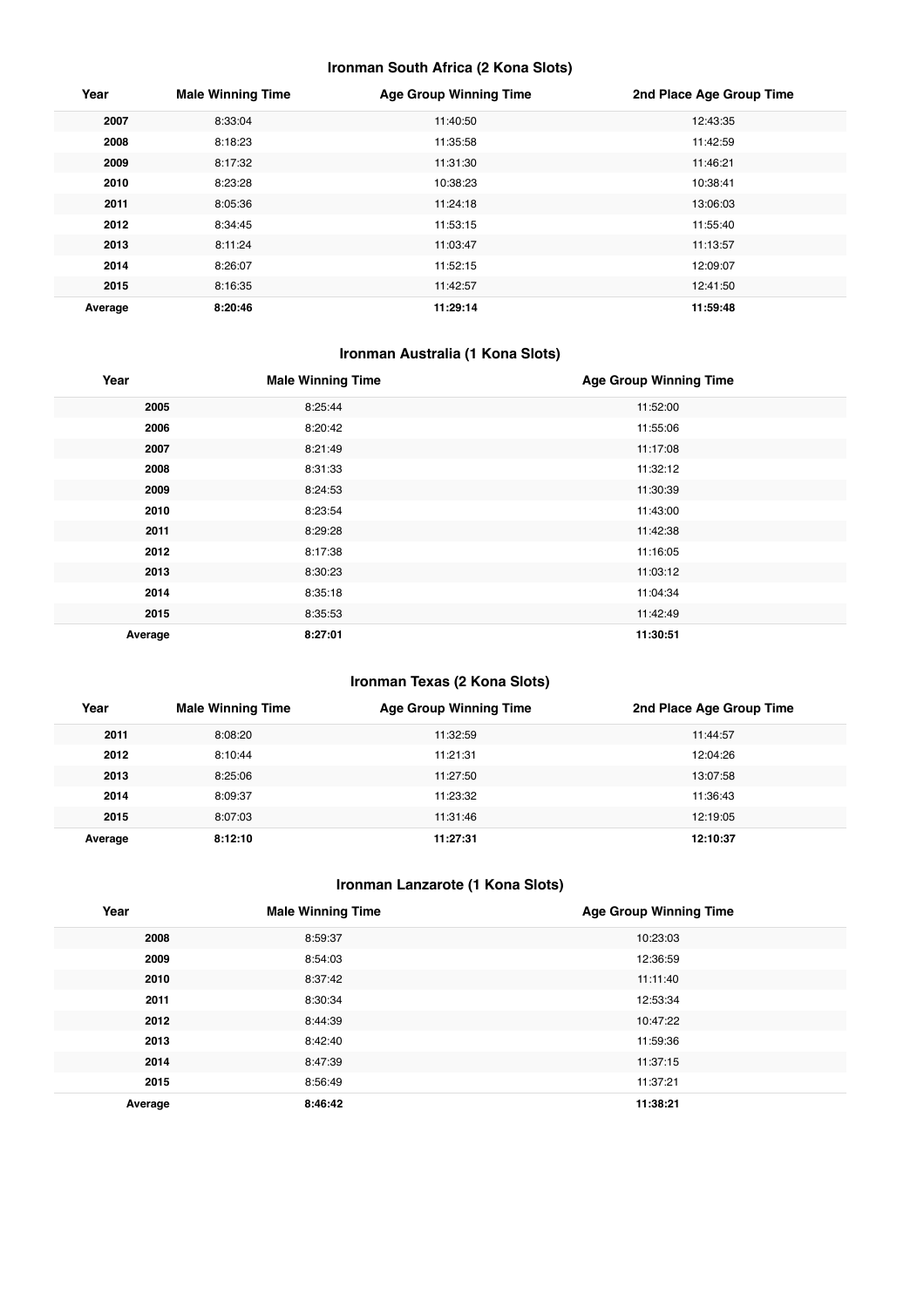### Ironman South Africa (2 Kona Slots)

| Year | Male Winning Time | Age Group Winning Time | 2nd Place Age Group Time |
|---|---|---|---|
| 2007 | 8:33:04 | 11:40:50 | 12:43:35 |
| 2008 | 8:18:23 | 11:35:58 | 11:42:59 |
| 2009 | 8:17:32 | 11:31:30 | 11:46:21 |
| 2010 | 8:23:28 | 10:38:23 | 10:38:41 |
| 2011 | 8:05:36 | 11:24:18 | 13:06:03 |
| 2012 | 8:34:45 | 11:53:15 | 11:55:40 |
| 2013 | 8:11:24 | 11:03:47 | 11:13:57 |
| 2014 | 8:26:07 | 11:52:15 | 12:09:07 |
| 2015 | 8:16:35 | 11:42:57 | 12:41:50 |
| **Average** | **8:20:46** | **11:29:14** | **11:59:48** |

### Ironman Australia (1 Kona Slots)

| Year | Male Winning Time | Age Group Winning Time |
|---|---|---|
| 2005 | 8:25:44 | 11:52:00 |
| 2006 | 8:20:42 | 11:55:06 |
| 2007 | 8:21:49 | 11:17:08 |
| 2008 | 8:31:33 | 11:32:12 |
| 2009 | 8:24:53 | 11:30:39 |
| 2010 | 8:23:54 | 11:43:00 |
| 2011 | 8:29:28 | 11:42:38 |
| 2012 | 8:17:38 | 11:16:05 |
| 2013 | 8:30:23 | 11:03:12 |
| 2014 | 8:35:18 | 11:04:34 |
| 2015 | 8:35:53 | 11:42:49 |
| **Average** | **8:27:01** | **11:30:51** |

### Ironman Texas (2 Kona Slots)

| Year | Male Winning Time | Age Group Winning Time | 2nd Place Age Group Time |
|---|---|---|---|
| 2011 | 8:08:20 | 11:32:59 | 11:44:57 |
| 2012 | 8:10:44 | 11:21:31 | 12:04:26 |
| 2013 | 8:25:06 | 11:27:50 | 13:07:58 |
| 2014 | 8:09:37 | 11:23:32 | 11:36:43 |
| 2015 | 8:07:03 | 11:31:46 | 12:19:05 |
| **Average** | **8:12:10** | **11:27:31** | **12:10:37** |

### Ironman Lanzarote (1 Kona Slots)

| Year | Male Winning Time | Age Group Winning Time |
|---|---|---|
| 2008 | 8:59:37 | 10:23:03 |
| 2009 | 8:54:03 | 12:36:59 |
| 2010 | 8:37:42 | 11:11:40 |
| 2011 | 8:30:34 | 12:53:34 |
| 2012 | 8:44:39 | 10:47:22 |
| 2013 | 8:42:40 | 11:59:36 |
| 2014 | 8:47:39 | 11:37:15 |
| 2015 | 8:56:49 | 11:37:21 |
| **Average** | **8:46:42** | **11:38:21** |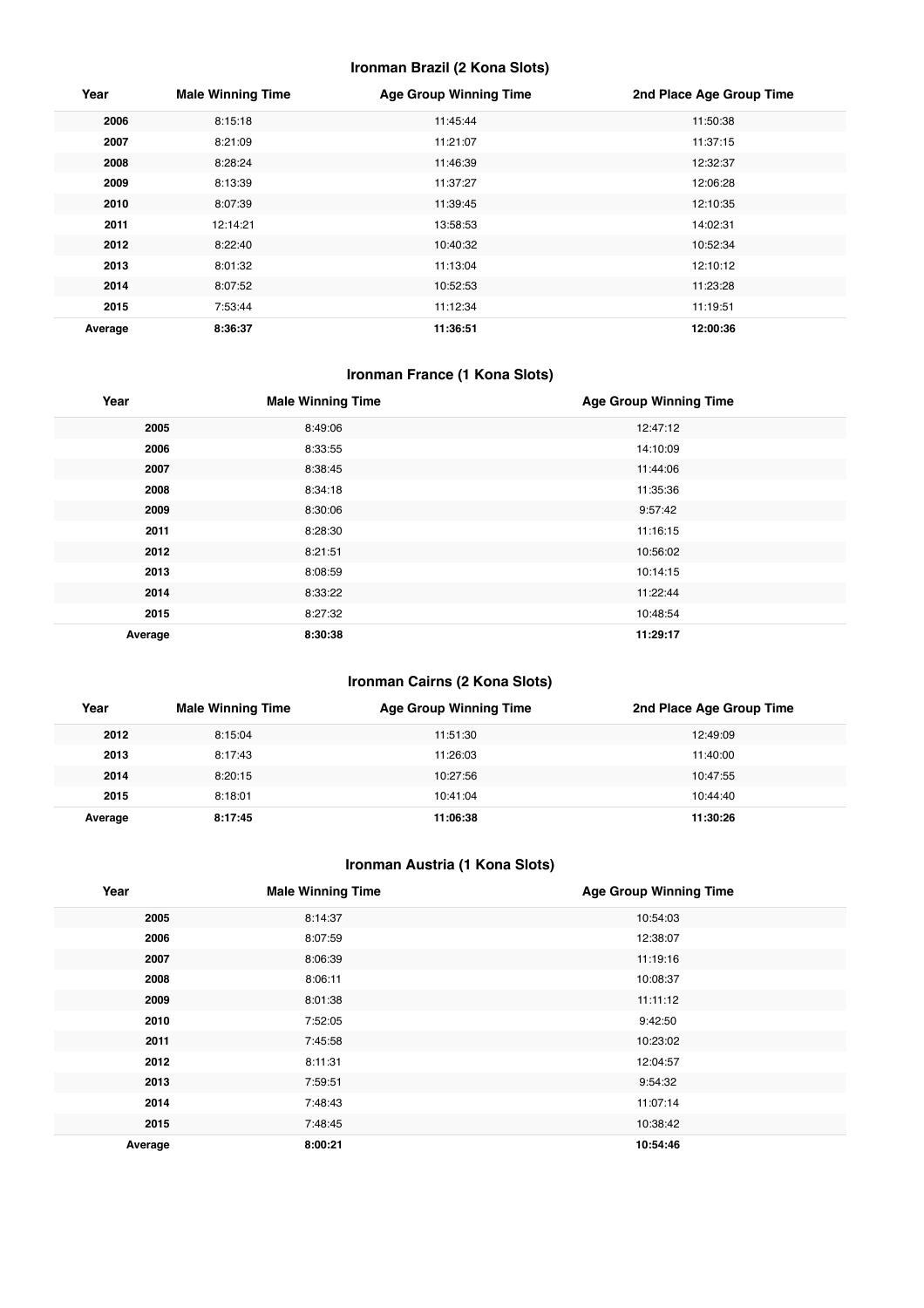### Ironman Brazil (2 Kona Slots)

| Year | Male Winning Time | Age Group Winning Time | 2nd Place Age Group Time |
|---|---|---|---|
| **2006** | 8:15:18 | 11:45:44 | 11:50:38 |
| **2007** | 8:21:09 | 11:21:07 | 11:37:15 |
| **2008** | 8:28:24 | 11:46:39 | 12:32:37 |
| **2009** | 8:13:39 | 11:37:27 | 12:06:28 |
| **2010** | 8:07:39 | 11:39:45 | 12:10:35 |
| **2011** | 12:14:21 | 13:58:53 | 14:02:31 |
| **2012** | 8:22:40 | 10:40:32 | 10:52:34 |
| **2013** | 8:01:32 | 11:13:04 | 12:10:12 |
| **2014** | 8:07:52 | 10:52:53 | 11:23:28 |
| **2015** | 7:53:44 | 11:12:34 | 11:19:51 |
| **Average** | **8:36:37** | **11:36:51** | **12:00:36** |

### Ironman France (1 Kona Slots)

| Year | Male Winning Time | Age Group Winning Time |
|---|---|---|
| **2005** | 8:49:06 | 12:47:12 |
| **2006** | 8:33:55 | 14:10:09 |
| **2007** | 8:38:45 | 11:44:06 |
| **2008** | 8:34:18 | 11:35:36 |
| **2009** | 8:30:06 | 9:57:42 |
| **2011** | 8:28:30 | 11:16:15 |
| **2012** | 8:21:51 | 10:56:02 |
| **2013** | 8:08:59 | 10:14:15 |
| **2014** | 8:33:22 | 11:22:44 |
| **2015** | 8:27:32 | 10:48:54 |
| **Average** | **8:30:38** | **11:29:17** |

### Ironman Cairns (2 Kona Slots)

| Year | Male Winning Time | Age Group Winning Time | 2nd Place Age Group Time |
|---|---|---|---|
| **2012** | 8:15:04 | 11:51:30 | 12:49:09 |
| **2013** | 8:17:43 | 11:26:03 | 11:40:00 |
| **2014** | 8:20:15 | 10:27:56 | 10:47:55 |
| **2015** | 8:18:01 | 10:41:04 | 10:44:40 |
| **Average** | **8:17:45** | **11:06:38** | **11:30:26** |

### Ironman Austria (1 Kona Slots)

| Year | Male Winning Time | Age Group Winning Time |
|---|---|---|
| **2005** | 8:14:37 | 10:54:03 |
| **2006** | 8:07:59 | 12:38:07 |
| **2007** | 8:06:39 | 11:19:16 |
| **2008** | 8:06:11 | 10:08:37 |
| **2009** | 8:01:38 | 11:11:12 |
| **2010** | 7:52:05 | 9:42:50 |
| **2011** | 7:45:58 | 10:23:02 |
| **2012** | 8:11:31 | 12:04:57 |
| **2013** | 7:59:51 | 9:54:32 |
| **2014** | 7:48:43 | 11:07:14 |
| **2015** | 7:48:45 | 10:38:42 |
| **Average** | **8:00:21** | **10:54:46** |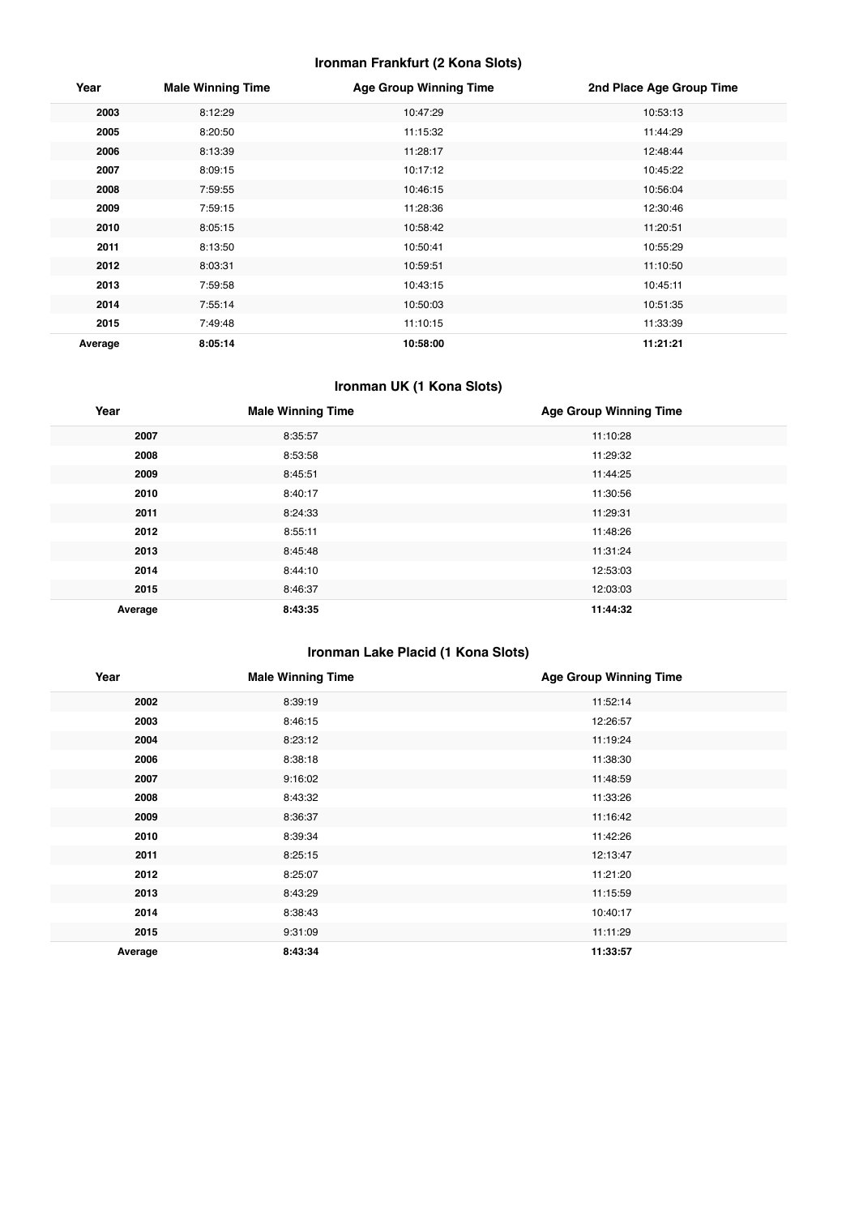### Ironman Frankfurt (2 Kona Slots)

| Year | Male Winning Time | Age Group Winning Time | 2nd Place Age Group Time |
|---|---|---|---|
| **2003** | 8:12:29 | 10:47:29 | 10:53:13 |
| **2005** | 8:20:50 | 11:15:32 | 11:44:29 |
| **2006** | 8:13:39 | 11:28:17 | 12:48:44 |
| **2007** | 8:09:15 | 10:17:12 | 10:45:22 |
| **2008** | 7:59:55 | 10:46:15 | 10:56:04 |
| **2009** | 7:59:15 | 11:28:36 | 12:30:46 |
| **2010** | 8:05:15 | 10:58:42 | 11:20:51 |
| **2011** | 8:13:50 | 10:50:41 | 10:55:29 |
| **2012** | 8:03:31 | 10:59:51 | 11:10:50 |
| **2013** | 7:59:58 | 10:43:15 | 10:45:11 |
| **2014** | 7:55:14 | 10:50:03 | 10:51:35 |
| **2015** | 7:49:48 | 11:10:15 | 11:33:39 |
| **Average** | **8:05:14** | **10:58:00** | **11:21:21** |

### Ironman UK (1 Kona Slots)

| Year | Male Winning Time | Age Group Winning Time |
|---|---|---|
| **2007** | 8:35:57 | 11:10:28 |
| **2008** | 8:53:58 | 11:29:32 |
| **2009** | 8:45:51 | 11:44:25 |
| **2010** | 8:40:17 | 11:30:56 |
| **2011** | 8:24:33 | 11:29:31 |
| **2012** | 8:55:11 | 11:48:26 |
| **2013** | 8:45:48 | 11:31:24 |
| **2014** | 8:44:10 | 12:53:03 |
| **2015** | 8:46:37 | 12:03:03 |
| **Average** | **8:43:35** | **11:44:32** |

### Ironman Lake Placid (1 Kona Slots)

| Year | Male Winning Time | Age Group Winning Time |
|---|---|---|
| **2002** | 8:39:19 | 11:52:14 |
| **2003** | 8:46:15 | 12:26:57 |
| **2004** | 8:23:12 | 11:19:24 |
| **2006** | 8:38:18 | 11:38:30 |
| **2007** | 9:16:02 | 11:48:59 |
| **2008** | 8:43:32 | 11:33:26 |
| **2009** | 8:36:37 | 11:16:42 |
| **2010** | 8:39:34 | 11:42:26 |
| **2011** | 8:25:15 | 12:13:47 |
| **2012** | 8:25:07 | 11:21:20 |
| **2013** | 8:43:29 | 11:15:59 |
| **2014** | 8:38:43 | 10:40:17 |
| **2015** | 9:31:09 | 11:11:29 |
| **Average** | **8:43:34** | **11:33:57** |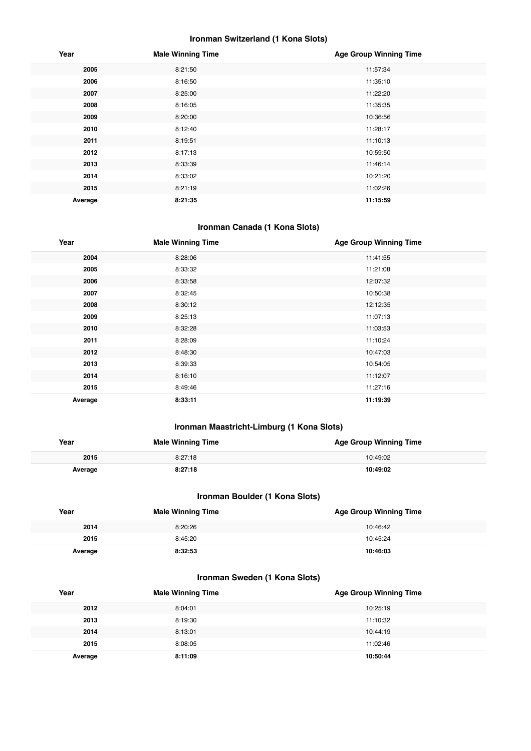### Ironman Switzerland (1 Kona Slots)

| Year | Male Winning Time | Age Group Winning Time |
| --- | --- | --- |
| 2005 | 8:21:50 | 11:57:34 |
| 2006 | 8:16:50 | 11:35:10 |
| 2007 | 8:25:00 | 11:22:20 |
| 2008 | 8:16:05 | 11:35:35 |
| 2009 | 8:20:00 | 10:36:56 |
| 2010 | 8:12:40 | 11:28:17 |
| 2011 | 8:19:51 | 11:10:13 |
| 2012 | 8:17:13 | 10:59:50 |
| 2013 | 8:33:39 | 11:46:14 |
| 2014 | 8:33:02 | 10:21:20 |
| 2015 | 8:21:19 | 11:02:26 |
| **Average** | **8:21:35** | **11:15:59** |

### Ironman Canada (1 Kona Slots)

| Year | Male Winning Time | Age Group Winning Time |
| --- | --- | --- |
| 2004 | 8:28:06 | 11:41:55 |
| 2005 | 8:33:32 | 11:21:08 |
| 2006 | 8:33:58 | 12:07:32 |
| 2007 | 8:32:45 | 10:50:38 |
| 2008 | 8:30:12 | 12:12:35 |
| 2009 | 8:25:13 | 11:07:13 |
| 2010 | 8:32:28 | 11:03:53 |
| 2011 | 8:28:09 | 11:10:24 |
| 2012 | 8:48:30 | 10:47:03 |
| 2013 | 8:39:33 | 10:54:05 |
| 2014 | 8:16:10 | 11:12:07 |
| 2015 | 8:49:46 | 11:27:16 |
| **Average** | **8:33:11** | **11:19:39** |

### Ironman Maastricht-Limburg (1 Kona Slots)

| Year | Male Winning Time | Age Group Winning Time |
| --- | --- | --- |
| 2015 | 8:27:18 | 10:49:02 |
| **Average** | **8:27:18** | **10:49:02** |

### Ironman Boulder (1 Kona Slots)

| Year | Male Winning Time | Age Group Winning Time |
| --- | --- | --- |
| 2014 | 8:20:26 | 10:46:42 |
| 2015 | 8:45:20 | 10:45:24 |
| **Average** | **8:32:53** | **10:46:03** |

### Ironman Sweden (1 Kona Slots)

| Year | Male Winning Time | Age Group Winning Time |
| --- | --- | --- |
| 2012 | 8:04:01 | 10:25:19 |
| 2013 | 8:19:30 | 11:10:32 |
| 2014 | 8:13:01 | 10:44:19 |
| 2015 | 8:08:05 | 11:02:46 |
| **Average** | **8:11:09** | **10:50:44** |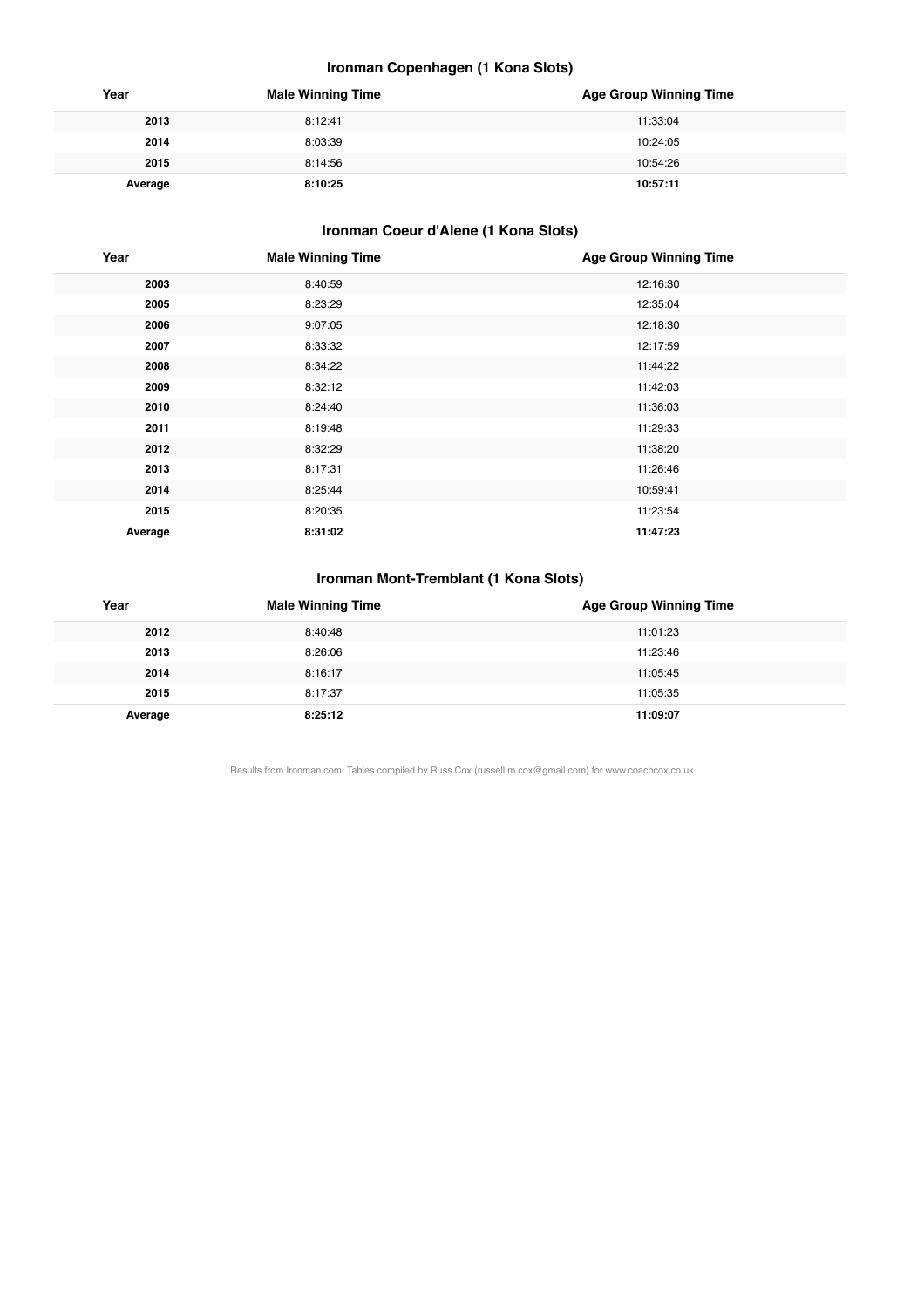### Ironman Copenhagen (1 Kona Slots)

| Year | Male Winning Time | Age Group Winning Time |
|---|---|---|
| **2013** | 8:12:41 | 11:33:04 |
| **2014** | 8:03:39 | 10:24:05 |
| **2015** | 8:14:56 | 10:54:26 |
| **Average** | **8:10:25** | **10:57:11** |

### Ironman Coeur d'Alene (1 Kona Slots)

| Year | Male Winning Time | Age Group Winning Time |
|---|---|---|
| **2003** | 8:40:59 | 12:16:30 |
| **2005** | 8:23:29 | 12:35:04 |
| **2006** | 9:07:05 | 12:18:30 |
| **2007** | 8:33:32 | 12:17:59 |
| **2008** | 8:34:22 | 11:44:22 |
| **2009** | 8:32:12 | 11:42:03 |
| **2010** | 8:24:40 | 11:36:03 |
| **2011** | 8:19:48 | 11:29:33 |
| **2012** | 8:32:29 | 11:38:20 |
| **2013** | 8:17:31 | 11:26:46 |
| **2014** | 8:25:44 | 10:59:41 |
| **2015** | 8:20:35 | 11:23:54 |
| **Average** | **8:31:02** | **11:47:23** |

### Ironman Mont-Tremblant (1 Kona Slots)

| Year | Male Winning Time | Age Group Winning Time |
|---|---|---|
| **2012** | 8:40:48 | 11:01:23 |
| **2013** | 8:26:06 | 11:23:46 |
| **2014** | 8:16:17 | 11:05:45 |
| **2015** | 8:17:37 | 11:05:35 |
| **Average** | **8:25:12** | **11:09:07** |

Results from Ironman.com. Tables compiled by Russ Cox (russell.m.cox@gmail.com) for www.coachcox.co.uk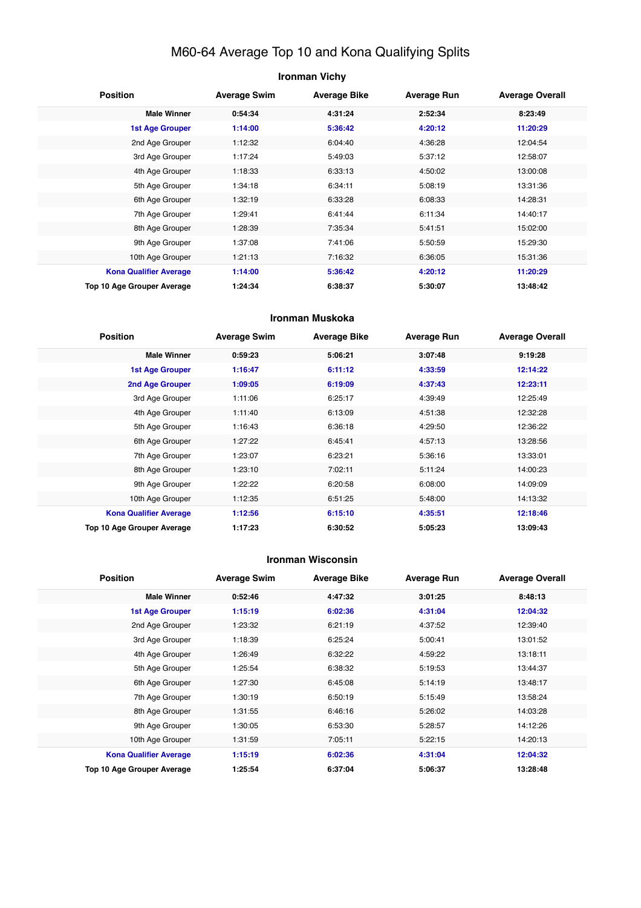# M60-64 Average Top 10 and Kona Qualifying Splits

## Ironman Vichy

| Position | Average Swim | Average Bike | Average Run | Average Overall |
|---|---|---|---|---|
| **Male Winner** | **0:54:34** | **4:31:24** | **2:52:34** | **8:23:49** |
| **1st Age Grouper** | **1:14:00** | **5:36:42** | **4:20:12** | **11:20:29** |
| 2nd Age Grouper | 1:12:32 | 6:04:40 | 4:36:28 | 12:04:54 |
| 3rd Age Grouper | 1:17:24 | 5:49:03 | 5:37:12 | 12:58:07 |
| 4th Age Grouper | 1:18:33 | 6:33:13 | 4:50:02 | 13:00:08 |
| 5th Age Grouper | 1:34:18 | 6:34:11 | 5:08:19 | 13:31:36 |
| 6th Age Grouper | 1:32:19 | 6:33:28 | 6:08:33 | 14:28:31 |
| 7th Age Grouper | 1:29:41 | 6:41:44 | 6:11:34 | 14:40:17 |
| 8th Age Grouper | 1:28:39 | 7:35:34 | 5:41:51 | 15:02:00 |
| 9th Age Grouper | 1:37:08 | 7:41:06 | 5:50:59 | 15:29:30 |
| 10th Age Grouper | 1:21:13 | 7:16:32 | 6:36:05 | 15:31:36 |
| **Kona Qualifier Average** | **1:14:00** | **5:36:42** | **4:20:12** | **11:20:29** |
| **Top 10 Age Grouper Average** | **1:24:34** | **6:38:37** | **5:30:07** | **13:48:42** |

## Ironman Muskoka

| Position | Average Swim | Average Bike | Average Run | Average Overall |
|---|---|---|---|---|
| **Male Winner** | **0:59:23** | **5:06:21** | **3:07:48** | **9:19:28** |
| **1st Age Grouper** | **1:16:47** | **6:11:12** | **4:33:59** | **12:14:22** |
| **2nd Age Grouper** | **1:09:05** | **6:19:09** | **4:37:43** | **12:23:11** |
| 3rd Age Grouper | 1:11:06 | 6:25:17 | 4:39:49 | 12:25:49 |
| 4th Age Grouper | 1:11:40 | 6:13:09 | 4:51:38 | 12:32:28 |
| 5th Age Grouper | 1:16:43 | 6:36:18 | 4:29:50 | 12:36:22 |
| 6th Age Grouper | 1:27:22 | 6:45:41 | 4:57:13 | 13:28:56 |
| 7th Age Grouper | 1:23:07 | 6:23:21 | 5:36:16 | 13:33:01 |
| 8th Age Grouper | 1:23:10 | 7:02:11 | 5:11:24 | 14:00:23 |
| 9th Age Grouper | 1:22:22 | 6:20:58 | 6:08:00 | 14:09:09 |
| 10th Age Grouper | 1:12:35 | 6:51:25 | 5:48:00 | 14:13:32 |
| **Kona Qualifier Average** | **1:12:56** | **6:15:10** | **4:35:51** | **12:18:46** |
| **Top 10 Age Grouper Average** | **1:17:23** | **6:30:52** | **5:05:23** | **13:09:43** |

## Ironman Wisconsin

| Position | Average Swim | Average Bike | Average Run | Average Overall |
|---|---|---|---|---|
| **Male Winner** | **0:52:46** | **4:47:32** | **3:01:25** | **8:48:13** |
| **1st Age Grouper** | **1:15:19** | **6:02:36** | **4:31:04** | **12:04:32** |
| 2nd Age Grouper | 1:23:32 | 6:21:19 | 4:37:52 | 12:39:40 |
| 3rd Age Grouper | 1:18:39 | 6:25:24 | 5:00:41 | 13:01:52 |
| 4th Age Grouper | 1:26:49 | 6:32:22 | 4:59:22 | 13:18:11 |
| 5th Age Grouper | 1:25:54 | 6:38:32 | 5:19:53 | 13:44:37 |
| 6th Age Grouper | 1:27:30 | 6:45:08 | 5:14:19 | 13:48:17 |
| 7th Age Grouper | 1:30:19 | 6:50:19 | 5:15:49 | 13:58:24 |
| 8th Age Grouper | 1:31:55 | 6:46:16 | 5:26:02 | 14:03:28 |
| 9th Age Grouper | 1:30:05 | 6:53:30 | 5:28:57 | 14:12:26 |
| 10th Age Grouper | 1:31:59 | 7:05:11 | 5:22:15 | 14:20:13 |
| **Kona Qualifier Average** | **1:15:19** | **6:02:36** | **4:31:04** | **12:04:32** |
| **Top 10 Age Grouper Average** | **1:25:54** | **6:37:04** | **5:06:37** | **13:28:48** |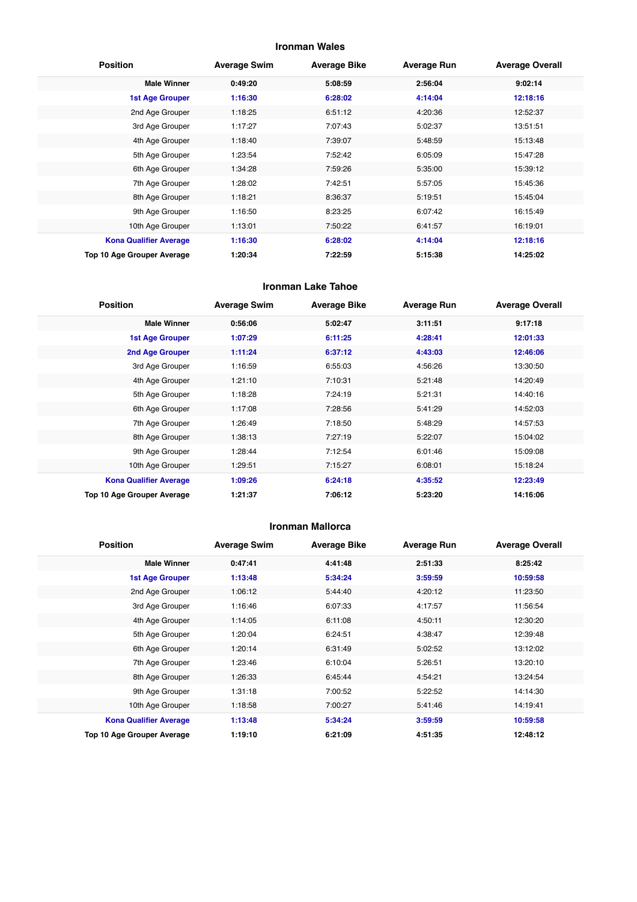### Ironman Wales

| Position | Average Swim | Average Bike | Average Run | Average Overall |
|---|---|---|---|---|
| **Male Winner** | **0:49:20** | **5:08:59** | **2:56:04** | **9:02:14** |
| **1st Age Grouper** | **1:16:30** | **6:28:02** | **4:14:04** | **12:18:16** |
| 2nd Age Grouper | 1:18:25 | 6:51:12 | 4:20:36 | 12:52:37 |
| 3rd Age Grouper | 1:17:27 | 7:07:43 | 5:02:37 | 13:51:51 |
| 4th Age Grouper | 1:18:40 | 7:39:07 | 5:48:59 | 15:13:48 |
| 5th Age Grouper | 1:23:54 | 7:52:42 | 6:05:09 | 15:47:28 |
| 6th Age Grouper | 1:34:28 | 7:59:26 | 5:35:00 | 15:39:12 |
| 7th Age Grouper | 1:28:02 | 7:42:51 | 5:57:05 | 15:45:36 |
| 8th Age Grouper | 1:18:21 | 8:36:37 | 5:19:51 | 15:45:04 |
| 9th Age Grouper | 1:16:50 | 8:23:25 | 6:07:42 | 16:15:49 |
| 10th Age Grouper | 1:13:01 | 7:50:22 | 6:41:57 | 16:19:01 |
| **Kona Qualifier Average** | **1:16:30** | **6:28:02** | **4:14:04** | **12:18:16** |
| **Top 10 Age Grouper Average** | **1:20:34** | **7:22:59** | **5:15:38** | **14:25:02** |

### Ironman Lake Tahoe

| Position | Average Swim | Average Bike | Average Run | Average Overall |
|---|---|---|---|---|
| **Male Winner** | **0:56:06** | **5:02:47** | **3:11:51** | **9:17:18** |
| **1st Age Grouper** | **1:07:29** | **6:11:25** | **4:28:41** | **12:01:33** |
| **2nd Age Grouper** | **1:11:24** | **6:37:12** | **4:43:03** | **12:46:06** |
| 3rd Age Grouper | 1:16:59 | 6:55:03 | 4:56:26 | 13:30:50 |
| 4th Age Grouper | 1:21:10 | 7:10:31 | 5:21:48 | 14:20:49 |
| 5th Age Grouper | 1:18:28 | 7:24:19 | 5:21:31 | 14:40:16 |
| 6th Age Grouper | 1:17:08 | 7:28:56 | 5:41:29 | 14:52:03 |
| 7th Age Grouper | 1:26:49 | 7:18:50 | 5:48:29 | 14:57:53 |
| 8th Age Grouper | 1:38:13 | 7:27:19 | 5:22:07 | 15:04:02 |
| 9th Age Grouper | 1:28:44 | 7:12:54 | 6:01:46 | 15:09:08 |
| 10th Age Grouper | 1:29:51 | 7:15:27 | 6:08:01 | 15:18:24 |
| **Kona Qualifier Average** | **1:09:26** | **6:24:18** | **4:35:52** | **12:23:49** |
| **Top 10 Age Grouper Average** | **1:21:37** | **7:06:12** | **5:23:20** | **14:16:06** |

### Ironman Mallorca

| Position | Average Swim | Average Bike | Average Run | Average Overall |
|---|---|---|---|---|
| **Male Winner** | **0:47:41** | **4:41:48** | **2:51:33** | **8:25:42** |
| **1st Age Grouper** | **1:13:48** | **5:34:24** | **3:59:59** | **10:59:58** |
| 2nd Age Grouper | 1:06:12 | 5:44:40 | 4:20:12 | 11:23:50 |
| 3rd Age Grouper | 1:16:46 | 6:07:33 | 4:17:57 | 11:56:54 |
| 4th Age Grouper | 1:14:05 | 6:11:08 | 4:50:11 | 12:30:20 |
| 5th Age Grouper | 1:20:04 | 6:24:51 | 4:38:47 | 12:39:48 |
| 6th Age Grouper | 1:20:14 | 6:31:49 | 5:02:52 | 13:12:02 |
| 7th Age Grouper | 1:23:46 | 6:10:04 | 5:26:51 | 13:20:10 |
| 8th Age Grouper | 1:26:33 | 6:45:44 | 4:54:21 | 13:24:54 |
| 9th Age Grouper | 1:31:18 | 7:00:52 | 5:22:52 | 14:14:30 |
| 10th Age Grouper | 1:18:58 | 7:00:27 | 5:41:46 | 14:19:41 |
| **Kona Qualifier Average** | **1:13:48** | **5:34:24** | **3:59:59** | **10:59:58** |
| **Top 10 Age Grouper Average** | **1:19:10** | **6:21:09** | **4:51:35** | **12:48:12** |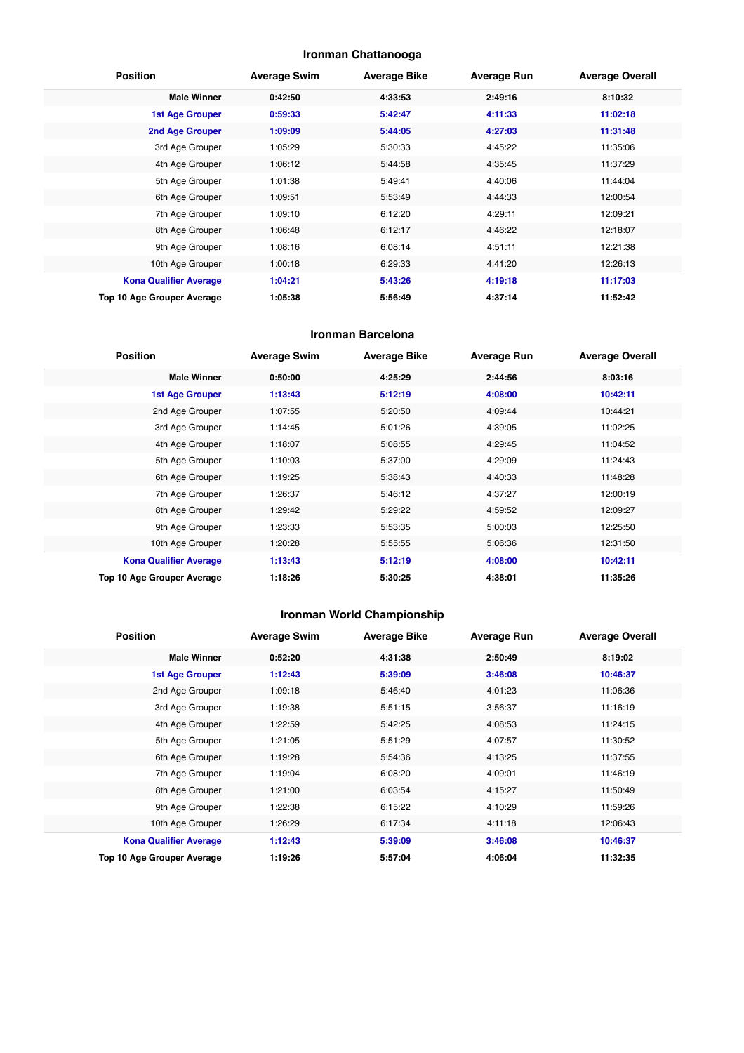## Ironman Chattanooga

| Position | Average Swim | Average Bike | Average Run | Average Overall |
|---|---|---|---|---|
| **Male Winner** | **0:42:50** | **4:33:53** | **2:49:16** | **8:10:32** |
| **1st Age Grouper** | **0:59:33** | **5:42:47** | **4:11:33** | **11:02:18** |
| **2nd Age Grouper** | **1:09:09** | **5:44:05** | **4:27:03** | **11:31:48** |
| 3rd Age Grouper | 1:05:29 | 5:30:33 | 4:45:22 | 11:35:06 |
| 4th Age Grouper | 1:06:12 | 5:44:58 | 4:35:45 | 11:37:29 |
| 5th Age Grouper | 1:01:38 | 5:49:41 | 4:40:06 | 11:44:04 |
| 6th Age Grouper | 1:09:51 | 5:53:49 | 4:44:33 | 12:00:54 |
| 7th Age Grouper | 1:09:10 | 6:12:20 | 4:29:11 | 12:09:21 |
| 8th Age Grouper | 1:06:48 | 6:12:17 | 4:46:22 | 12:18:07 |
| 9th Age Grouper | 1:08:16 | 6:08:14 | 4:51:11 | 12:21:38 |
| 10th Age Grouper | 1:00:18 | 6:29:33 | 4:41:20 | 12:26:13 |
| **Kona Qualifier Average** | **1:04:21** | **5:43:26** | **4:19:18** | **11:17:03** |
| **Top 10 Age Grouper Average** | **1:05:38** | **5:56:49** | **4:37:14** | **11:52:42** |

## Ironman Barcelona

| Position | Average Swim | Average Bike | Average Run | Average Overall |
|---|---|---|---|---|
| **Male Winner** | **0:50:00** | **4:25:29** | **2:44:56** | **8:03:16** |
| **1st Age Grouper** | **1:13:43** | **5:12:19** | **4:08:00** | **10:42:11** |
| 2nd Age Grouper | 1:07:55 | 5:20:50 | 4:09:44 | 10:44:21 |
| 3rd Age Grouper | 1:14:45 | 5:01:26 | 4:39:05 | 11:02:25 |
| 4th Age Grouper | 1:18:07 | 5:08:55 | 4:29:45 | 11:04:52 |
| 5th Age Grouper | 1:10:03 | 5:37:00 | 4:29:09 | 11:24:43 |
| 6th Age Grouper | 1:19:25 | 5:38:43 | 4:40:33 | 11:48:28 |
| 7th Age Grouper | 1:26:37 | 5:46:12 | 4:37:27 | 12:00:19 |
| 8th Age Grouper | 1:29:42 | 5:29:22 | 4:59:52 | 12:09:27 |
| 9th Age Grouper | 1:23:33 | 5:53:35 | 5:00:03 | 12:25:50 |
| 10th Age Grouper | 1:20:28 | 5:55:55 | 5:06:36 | 12:31:50 |
| **Kona Qualifier Average** | **1:13:43** | **5:12:19** | **4:08:00** | **10:42:11** |
| **Top 10 Age Grouper Average** | **1:18:26** | **5:30:25** | **4:38:01** | **11:35:26** |

## Ironman World Championship

| Position | Average Swim | Average Bike | Average Run | Average Overall |
|---|---|---|---|---|
| **Male Winner** | **0:52:20** | **4:31:38** | **2:50:49** | **8:19:02** |
| **1st Age Grouper** | **1:12:43** | **5:39:09** | **3:46:08** | **10:46:37** |
| 2nd Age Grouper | 1:09:18 | 5:46:40 | 4:01:23 | 11:06:36 |
| 3rd Age Grouper | 1:19:38 | 5:51:15 | 3:56:37 | 11:16:19 |
| 4th Age Grouper | 1:22:59 | 5:42:25 | 4:08:53 | 11:24:15 |
| 5th Age Grouper | 1:21:05 | 5:51:29 | 4:07:57 | 11:30:52 |
| 6th Age Grouper | 1:19:28 | 5:54:36 | 4:13:25 | 11:37:55 |
| 7th Age Grouper | 1:19:04 | 6:08:20 | 4:09:01 | 11:46:19 |
| 8th Age Grouper | 1:21:00 | 6:03:54 | 4:15:27 | 11:50:49 |
| 9th Age Grouper | 1:22:38 | 6:15:22 | 4:10:29 | 11:59:26 |
| 10th Age Grouper | 1:26:29 | 6:17:34 | 4:11:18 | 12:06:43 |
| **Kona Qualifier Average** | **1:12:43** | **5:39:09** | **3:46:08** | **10:46:37** |
| **Top 10 Age Grouper Average** | **1:19:26** | **5:57:04** | **4:06:04** | **11:32:35** |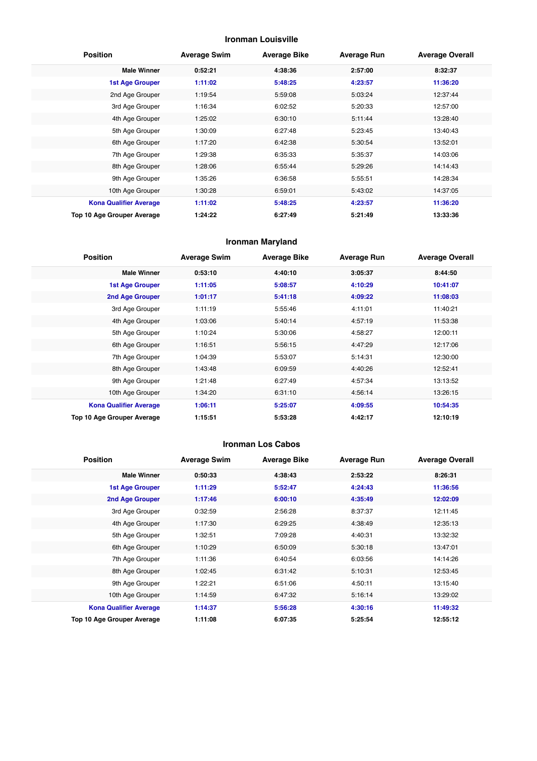## Ironman Louisville

| Position | Average Swim | Average Bike | Average Run | Average Overall |
|---|---|---|---|---|
| **Male Winner** | **0:52:21** | **4:38:36** | **2:57:00** | **8:32:37** |
| **1st Age Grouper** | **1:11:02** | **5:48:25** | **4:23:57** | **11:36:20** |
| 2nd Age Grouper | 1:19:54 | 5:59:08 | 5:03:24 | 12:37:44 |
| 3rd Age Grouper | 1:16:34 | 6:02:52 | 5:20:33 | 12:57:00 |
| 4th Age Grouper | 1:25:02 | 6:30:10 | 5:11:44 | 13:28:40 |
| 5th Age Grouper | 1:30:09 | 6:27:48 | 5:23:45 | 13:40:43 |
| 6th Age Grouper | 1:17:20 | 6:42:38 | 5:30:54 | 13:52:01 |
| 7th Age Grouper | 1:29:38 | 6:35:33 | 5:35:37 | 14:03:06 |
| 8th Age Grouper | 1:28:06 | 6:55:44 | 5:29:26 | 14:14:43 |
| 9th Age Grouper | 1:35:26 | 6:36:58 | 5:55:51 | 14:28:34 |
| 10th Age Grouper | 1:30:28 | 6:59:01 | 5:43:02 | 14:37:05 |
| **Kona Qualifier Average** | **1:11:02** | **5:48:25** | **4:23:57** | **11:36:20** |
| **Top 10 Age Grouper Average** | **1:24:22** | **6:27:49** | **5:21:49** | **13:33:36** |

## Ironman Maryland

| Position | Average Swim | Average Bike | Average Run | Average Overall |
|---|---|---|---|---|
| **Male Winner** | **0:53:10** | **4:40:10** | **3:05:37** | **8:44:50** |
| **1st Age Grouper** | **1:11:05** | **5:08:57** | **4:10:29** | **10:41:07** |
| **2nd Age Grouper** | **1:01:17** | **5:41:18** | **4:09:22** | **11:08:03** |
| 3rd Age Grouper | 1:11:19 | 5:55:46 | 4:11:01 | 11:40:21 |
| 4th Age Grouper | 1:03:06 | 5:40:14 | 4:57:19 | 11:53:38 |
| 5th Age Grouper | 1:10:24 | 5:30:06 | 4:58:27 | 12:00:11 |
| 6th Age Grouper | 1:16:51 | 5:56:15 | 4:47:29 | 12:17:06 |
| 7th Age Grouper | 1:04:39 | 5:53:07 | 5:14:31 | 12:30:00 |
| 8th Age Grouper | 1:43:48 | 6:09:59 | 4:40:26 | 12:52:41 |
| 9th Age Grouper | 1:21:48 | 6:27:49 | 4:57:34 | 13:13:52 |
| 10th Age Grouper | 1:34:20 | 6:31:10 | 4:56:14 | 13:26:15 |
| **Kona Qualifier Average** | **1:06:11** | **5:25:07** | **4:09:55** | **10:54:35** |
| **Top 10 Age Grouper Average** | **1:15:51** | **5:53:28** | **4:42:17** | **12:10:19** |

## Ironman Los Cabos

| Position | Average Swim | Average Bike | Average Run | Average Overall |
|---|---|---|---|---|
| **Male Winner** | **0:50:33** | **4:38:43** | **2:53:22** | **8:26:31** |
| **1st Age Grouper** | **1:11:29** | **5:52:47** | **4:24:43** | **11:36:56** |
| **2nd Age Grouper** | **1:17:46** | **6:00:10** | **4:35:49** | **12:02:09** |
| 3rd Age Grouper | 0:32:59 | 2:56:28 | 8:37:37 | 12:11:45 |
| 4th Age Grouper | 1:17:30 | 6:29:25 | 4:38:49 | 12:35:13 |
| 5th Age Grouper | 1:32:51 | 7:09:28 | 4:40:31 | 13:32:32 |
| 6th Age Grouper | 1:10:29 | 6:50:09 | 5:30:18 | 13:47:01 |
| 7th Age Grouper | 1:11:36 | 6:40:54 | 6:03:56 | 14:14:26 |
| 8th Age Grouper | 1:02:45 | 6:31:42 | 5:10:31 | 12:53:45 |
| 9th Age Grouper | 1:22:21 | 6:51:06 | 4:50:11 | 13:15:40 |
| 10th Age Grouper | 1:14:59 | 6:47:32 | 5:16:14 | 13:29:02 |
| **Kona Qualifier Average** | **1:14:37** | **5:56:28** | **4:30:16** | **11:49:32** |
| **Top 10 Age Grouper Average** | **1:11:08** | **6:07:35** | **5:25:54** | **12:55:12** |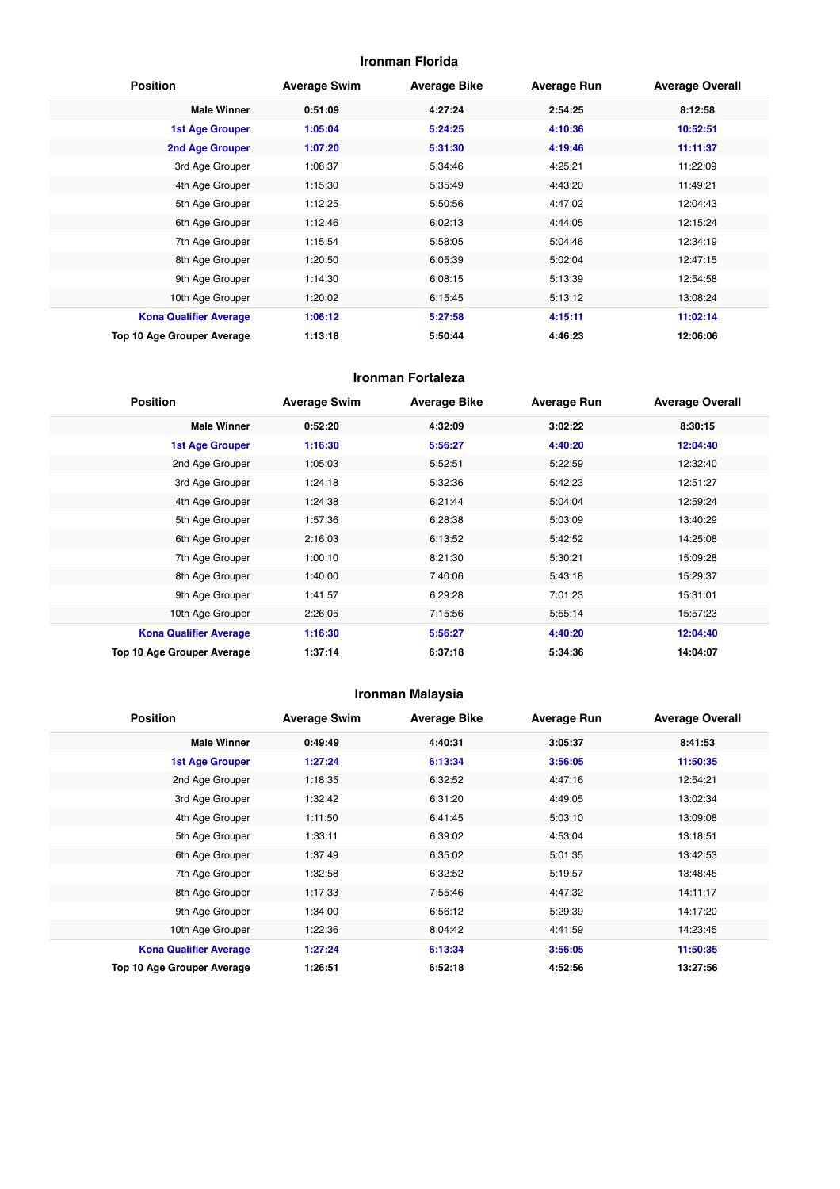### Ironman Florida

| Position | Average Swim | Average Bike | Average Run | Average Overall |
|---|---|---|---|---|
| **Male Winner** | **0:51:09** | **4:27:24** | **2:54:25** | **8:12:58** |
| **1st Age Grouper** | **1:05:04** | **5:24:25** | **4:10:36** | **10:52:51** |
| **2nd Age Grouper** | **1:07:20** | **5:31:30** | **4:19:46** | **11:11:37** |
| 3rd Age Grouper | 1:08:37 | 5:34:46 | 4:25:21 | 11:22:09 |
| 4th Age Grouper | 1:15:30 | 5:35:49 | 4:43:20 | 11:49:21 |
| 5th Age Grouper | 1:12:25 | 5:50:56 | 4:47:02 | 12:04:43 |
| 6th Age Grouper | 1:12:46 | 6:02:13 | 4:44:05 | 12:15:24 |
| 7th Age Grouper | 1:15:54 | 5:58:05 | 5:04:46 | 12:34:19 |
| 8th Age Grouper | 1:20:50 | 6:05:39 | 5:02:04 | 12:47:15 |
| 9th Age Grouper | 1:14:30 | 6:08:15 | 5:13:39 | 12:54:58 |
| 10th Age Grouper | 1:20:02 | 6:15:45 | 5:13:12 | 13:08:24 |
| **Kona Qualifier Average** | **1:06:12** | **5:27:58** | **4:15:11** | **11:02:14** |
| **Top 10 Age Grouper Average** | **1:13:18** | **5:50:44** | **4:46:23** | **12:06:06** |

### Ironman Fortaleza

| Position | Average Swim | Average Bike | Average Run | Average Overall |
|---|---|---|---|---|
| **Male Winner** | **0:52:20** | **4:32:09** | **3:02:22** | **8:30:15** |
| **1st Age Grouper** | **1:16:30** | **5:56:27** | **4:40:20** | **12:04:40** |
| 2nd Age Grouper | 1:05:03 | 5:52:51 | 5:22:59 | 12:32:40 |
| 3rd Age Grouper | 1:24:18 | 5:32:36 | 5:42:23 | 12:51:27 |
| 4th Age Grouper | 1:24:38 | 6:21:44 | 5:04:04 | 12:59:24 |
| 5th Age Grouper | 1:57:36 | 6:28:38 | 5:03:09 | 13:40:29 |
| 6th Age Grouper | 2:16:03 | 6:13:52 | 5:42:52 | 14:25:08 |
| 7th Age Grouper | 1:00:10 | 8:21:30 | 5:30:21 | 15:09:28 |
| 8th Age Grouper | 1:40:00 | 7:40:06 | 5:43:18 | 15:29:37 |
| 9th Age Grouper | 1:41:57 | 6:29:28 | 7:01:23 | 15:31:01 |
| 10th Age Grouper | 2:26:05 | 7:15:56 | 5:55:14 | 15:57:23 |
| **Kona Qualifier Average** | **1:16:30** | **5:56:27** | **4:40:20** | **12:04:40** |
| **Top 10 Age Grouper Average** | **1:37:14** | **6:37:18** | **5:34:36** | **14:04:07** |

### Ironman Malaysia

| Position | Average Swim | Average Bike | Average Run | Average Overall |
|---|---|---|---|---|
| **Male Winner** | **0:49:49** | **4:40:31** | **3:05:37** | **8:41:53** |
| **1st Age Grouper** | **1:27:24** | **6:13:34** | **3:56:05** | **11:50:35** |
| 2nd Age Grouper | 1:18:35 | 6:32:52 | 4:47:16 | 12:54:21 |
| 3rd Age Grouper | 1:32:42 | 6:31:20 | 4:49:05 | 13:02:34 |
| 4th Age Grouper | 1:11:50 | 6:41:45 | 5:03:10 | 13:09:08 |
| 5th Age Grouper | 1:33:11 | 6:39:02 | 4:53:04 | 13:18:51 |
| 6th Age Grouper | 1:37:49 | 6:35:02 | 5:01:35 | 13:42:53 |
| 7th Age Grouper | 1:32:58 | 6:32:52 | 5:19:57 | 13:48:45 |
| 8th Age Grouper | 1:17:33 | 7:55:46 | 4:47:32 | 14:11:17 |
| 9th Age Grouper | 1:34:00 | 6:56:12 | 5:29:39 | 14:17:20 |
| 10th Age Grouper | 1:22:36 | 8:04:42 | 4:41:59 | 14:23:45 |
| **Kona Qualifier Average** | **1:27:24** | **6:13:34** | **3:56:05** | **11:50:35** |
| **Top 10 Age Grouper Average** | **1:26:51** | **6:52:18** | **4:52:56** | **13:27:56** |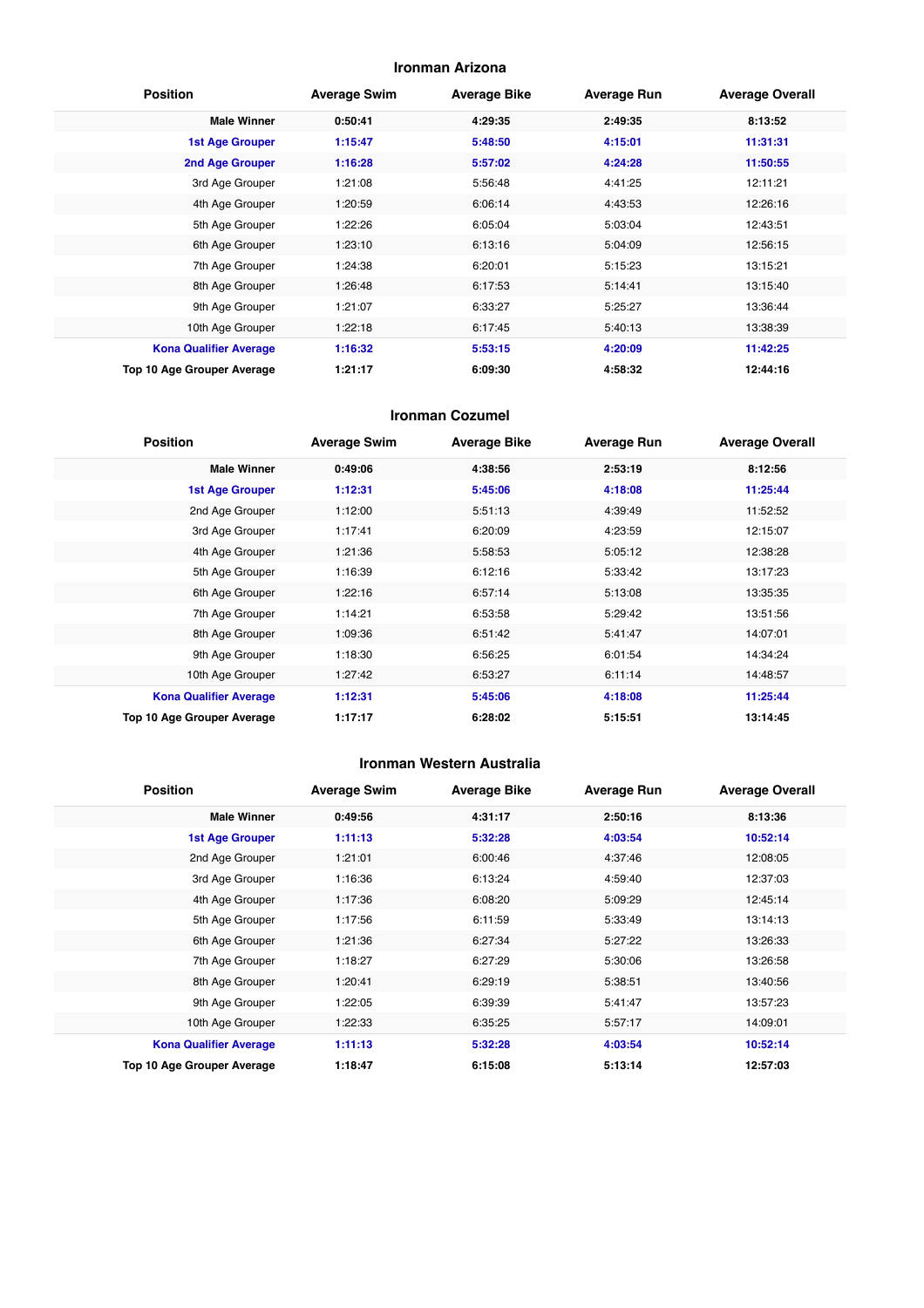## Ironman Arizona

| Position | Average Swim | Average Bike | Average Run | Average Overall |
|---|---|---|---|---|
| **Male Winner** | **0:50:41** | **4:29:35** | **2:49:35** | **8:13:52** |
| **1st Age Grouper** | **1:15:47** | **5:48:50** | **4:15:01** | **11:31:31** |
| **2nd Age Grouper** | **1:16:28** | **5:57:02** | **4:24:28** | **11:50:55** |
| 3rd Age Grouper | 1:21:08 | 5:56:48 | 4:41:25 | 12:11:21 |
| 4th Age Grouper | 1:20:59 | 6:06:14 | 4:43:53 | 12:26:16 |
| 5th Age Grouper | 1:22:26 | 6:05:04 | 5:03:04 | 12:43:51 |
| 6th Age Grouper | 1:23:10 | 6:13:16 | 5:04:09 | 12:56:15 |
| 7th Age Grouper | 1:24:38 | 6:20:01 | 5:15:23 | 13:15:21 |
| 8th Age Grouper | 1:26:48 | 6:17:53 | 5:14:41 | 13:15:40 |
| 9th Age Grouper | 1:21:07 | 6:33:27 | 5:25:27 | 13:36:44 |
| 10th Age Grouper | 1:22:18 | 6:17:45 | 5:40:13 | 13:38:39 |
| **Kona Qualifier Average** | **1:16:32** | **5:53:15** | **4:20:09** | **11:42:25** |
| **Top 10 Age Grouper Average** | **1:21:17** | **6:09:30** | **4:58:32** | **12:44:16** |

## Ironman Cozumel

| Position | Average Swim | Average Bike | Average Run | Average Overall |
|---|---|---|---|---|
| **Male Winner** | **0:49:06** | **4:38:56** | **2:53:19** | **8:12:56** |
| **1st Age Grouper** | **1:12:31** | **5:45:06** | **4:18:08** | **11:25:44** |
| 2nd Age Grouper | 1:12:00 | 5:51:13 | 4:39:49 | 11:52:52 |
| 3rd Age Grouper | 1:17:41 | 6:20:09 | 4:23:59 | 12:15:07 |
| 4th Age Grouper | 1:21:36 | 5:58:53 | 5:05:12 | 12:38:28 |
| 5th Age Grouper | 1:16:39 | 6:12:16 | 5:33:42 | 13:17:23 |
| 6th Age Grouper | 1:22:16 | 6:57:14 | 5:13:08 | 13:35:35 |
| 7th Age Grouper | 1:14:21 | 6:53:58 | 5:29:42 | 13:51:56 |
| 8th Age Grouper | 1:09:36 | 6:51:42 | 5:41:47 | 14:07:01 |
| 9th Age Grouper | 1:18:30 | 6:56:25 | 6:01:54 | 14:34:24 |
| 10th Age Grouper | 1:27:42 | 6:53:27 | 6:11:14 | 14:48:57 |
| **Kona Qualifier Average** | **1:12:31** | **5:45:06** | **4:18:08** | **11:25:44** |
| **Top 10 Age Grouper Average** | **1:17:17** | **6:28:02** | **5:15:51** | **13:14:45** |

## Ironman Western Australia

| Position | Average Swim | Average Bike | Average Run | Average Overall |
|---|---|---|---|---|
| **Male Winner** | **0:49:56** | **4:31:17** | **2:50:16** | **8:13:36** |
| **1st Age Grouper** | **1:11:13** | **5:32:28** | **4:03:54** | **10:52:14** |
| 2nd Age Grouper | 1:21:01 | 6:00:46 | 4:37:46 | 12:08:05 |
| 3rd Age Grouper | 1:16:36 | 6:13:24 | 4:59:40 | 12:37:03 |
| 4th Age Grouper | 1:17:36 | 6:08:20 | 5:09:29 | 12:45:14 |
| 5th Age Grouper | 1:17:56 | 6:11:59 | 5:33:49 | 13:14:13 |
| 6th Age Grouper | 1:21:36 | 6:27:34 | 5:27:22 | 13:26:33 |
| 7th Age Grouper | 1:18:27 | 6:27:29 | 5:30:06 | 13:26:58 |
| 8th Age Grouper | 1:20:41 | 6:29:19 | 5:38:51 | 13:40:56 |
| 9th Age Grouper | 1:22:05 | 6:39:39 | 5:41:47 | 13:57:23 |
| 10th Age Grouper | 1:22:33 | 6:35:25 | 5:57:17 | 14:09:01 |
| **Kona Qualifier Average** | **1:11:13** | **5:32:28** | **4:03:54** | **10:52:14** |
| **Top 10 Age Grouper Average** | **1:18:47** | **6:15:08** | **5:13:14** | **12:57:03** |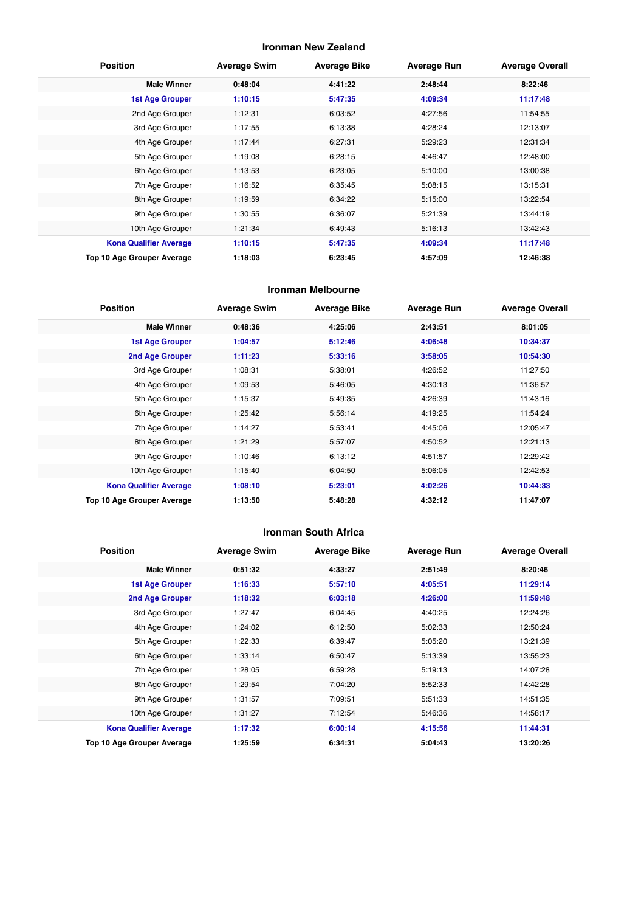## Ironman New Zealand

| Position | Average Swim | Average Bike | Average Run | Average Overall |
|---|---|---|---|---|
| **Male Winner** | **0:48:04** | **4:41:22** | **2:48:44** | **8:22:46** |
| **1st Age Grouper** | **1:10:15** | **5:47:35** | **4:09:34** | **11:17:48** |
| 2nd Age Grouper | 1:12:31 | 6:03:52 | 4:27:56 | 11:54:55 |
| 3rd Age Grouper | 1:17:55 | 6:13:38 | 4:28:24 | 12:13:07 |
| 4th Age Grouper | 1:17:44 | 6:27:31 | 5:29:23 | 12:31:34 |
| 5th Age Grouper | 1:19:08 | 6:28:15 | 4:46:47 | 12:48:00 |
| 6th Age Grouper | 1:13:53 | 6:23:05 | 5:10:00 | 13:00:38 |
| 7th Age Grouper | 1:16:52 | 6:35:45 | 5:08:15 | 13:15:31 |
| 8th Age Grouper | 1:19:59 | 6:34:22 | 5:15:00 | 13:22:54 |
| 9th Age Grouper | 1:30:55 | 6:36:07 | 5:21:39 | 13:44:19 |
| 10th Age Grouper | 1:21:34 | 6:49:43 | 5:16:13 | 13:42:43 |
| **Kona Qualifier Average** | **1:10:15** | **5:47:35** | **4:09:34** | **11:17:48** |
| **Top 10 Age Grouper Average** | **1:18:03** | **6:23:45** | **4:57:09** | **12:46:38** |

## Ironman Melbourne

| Position | Average Swim | Average Bike | Average Run | Average Overall |
|---|---|---|---|---|
| **Male Winner** | **0:48:36** | **4:25:06** | **2:43:51** | **8:01:05** |
| **1st Age Grouper** | **1:04:57** | **5:12:46** | **4:06:48** | **10:34:37** |
| **2nd Age Grouper** | **1:11:23** | **5:33:16** | **3:58:05** | **10:54:30** |
| 3rd Age Grouper | 1:08:31 | 5:38:01 | 4:26:52 | 11:27:50 |
| 4th Age Grouper | 1:09:53 | 5:46:05 | 4:30:13 | 11:36:57 |
| 5th Age Grouper | 1:15:37 | 5:49:35 | 4:26:39 | 11:43:16 |
| 6th Age Grouper | 1:25:42 | 5:56:14 | 4:19:25 | 11:54:24 |
| 7th Age Grouper | 1:14:27 | 5:53:41 | 4:45:06 | 12:05:47 |
| 8th Age Grouper | 1:21:29 | 5:57:07 | 4:50:52 | 12:21:13 |
| 9th Age Grouper | 1:10:46 | 6:13:12 | 4:51:57 | 12:29:42 |
| 10th Age Grouper | 1:15:40 | 6:04:50 | 5:06:05 | 12:42:53 |
| **Kona Qualifier Average** | **1:08:10** | **5:23:01** | **4:02:26** | **10:44:33** |
| **Top 10 Age Grouper Average** | **1:13:50** | **5:48:28** | **4:32:12** | **11:47:07** |

## Ironman South Africa

| Position | Average Swim | Average Bike | Average Run | Average Overall |
|---|---|---|---|---|
| **Male Winner** | **0:51:32** | **4:33:27** | **2:51:49** | **8:20:46** |
| **1st Age Grouper** | **1:16:33** | **5:57:10** | **4:05:51** | **11:29:14** |
| **2nd Age Grouper** | **1:18:32** | **6:03:18** | **4:26:00** | **11:59:48** |
| 3rd Age Grouper | 1:27:47 | 6:04:45 | 4:40:25 | 12:24:26 |
| 4th Age Grouper | 1:24:02 | 6:12:50 | 5:02:33 | 12:50:24 |
| 5th Age Grouper | 1:22:33 | 6:39:47 | 5:05:20 | 13:21:39 |
| 6th Age Grouper | 1:33:14 | 6:50:47 | 5:13:39 | 13:55:23 |
| 7th Age Grouper | 1:28:05 | 6:59:28 | 5:19:13 | 14:07:28 |
| 8th Age Grouper | 1:29:54 | 7:04:20 | 5:52:33 | 14:42:28 |
| 9th Age Grouper | 1:31:57 | 7:09:51 | 5:51:33 | 14:51:35 |
| 10th Age Grouper | 1:31:27 | 7:12:54 | 5:46:36 | 14:58:17 |
| **Kona Qualifier Average** | **1:17:32** | **6:00:14** | **4:15:56** | **11:44:31** |
| **Top 10 Age Grouper Average** | **1:25:59** | **6:34:31** | **5:04:43** | **13:20:26** |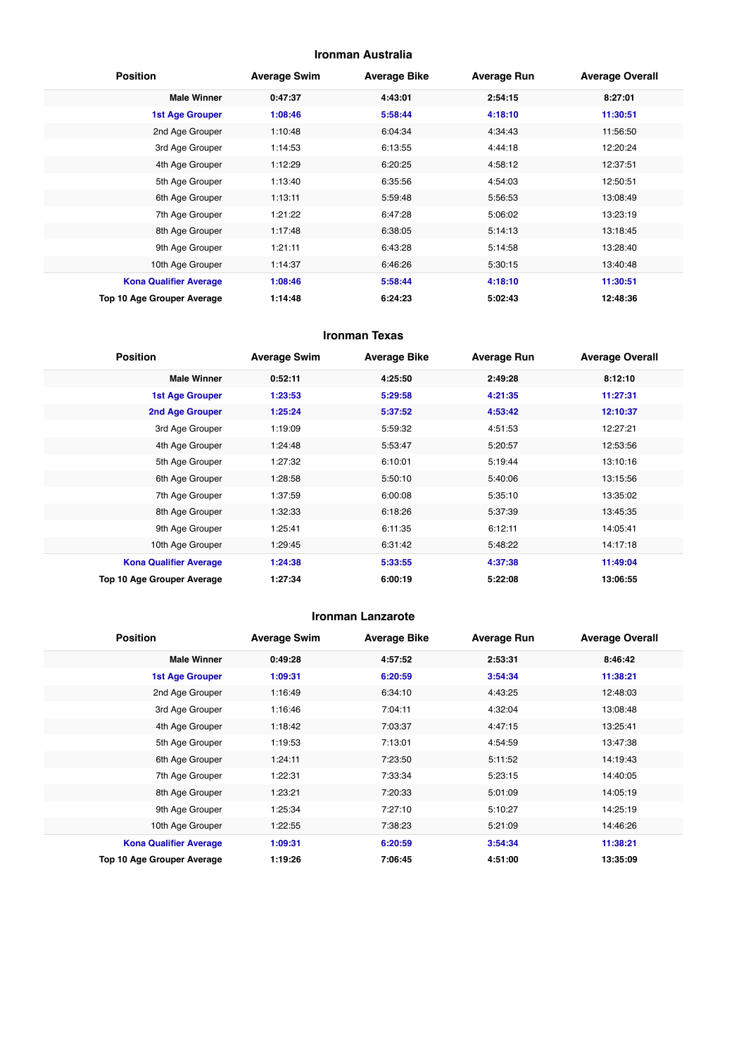## Ironman Australia

| Position | Average Swim | Average Bike | Average Run | Average Overall |
|---|---|---|---|---|
| **Male Winner** | **0:47:37** | **4:43:01** | **2:54:15** | **8:27:01** |
| **1st Age Grouper** | **1:08:46** | **5:58:44** | **4:18:10** | **11:30:51** |
| 2nd Age Grouper | 1:10:48 | 6:04:34 | 4:34:43 | 11:56:50 |
| 3rd Age Grouper | 1:14:53 | 6:13:55 | 4:44:18 | 12:20:24 |
| 4th Age Grouper | 1:12:29 | 6:20:25 | 4:58:12 | 12:37:51 |
| 5th Age Grouper | 1:13:40 | 6:35:56 | 4:54:03 | 12:50:51 |
| 6th Age Grouper | 1:13:11 | 5:59:48 | 5:56:53 | 13:08:49 |
| 7th Age Grouper | 1:21:22 | 6:47:28 | 5:06:02 | 13:23:19 |
| 8th Age Grouper | 1:17:48 | 6:38:05 | 5:14:13 | 13:18:45 |
| 9th Age Grouper | 1:21:11 | 6:43:28 | 5:14:58 | 13:28:40 |
| 10th Age Grouper | 1:14:37 | 6:46:26 | 5:30:15 | 13:40:48 |
| **Kona Qualifier Average** | **1:08:46** | **5:58:44** | **4:18:10** | **11:30:51** |
| **Top 10 Age Grouper Average** | **1:14:48** | **6:24:23** | **5:02:43** | **12:48:36** |

## Ironman Texas

| Position | Average Swim | Average Bike | Average Run | Average Overall |
|---|---|---|---|---|
| **Male Winner** | **0:52:11** | **4:25:50** | **2:49:28** | **8:12:10** |
| **1st Age Grouper** | **1:23:53** | **5:29:58** | **4:21:35** | **11:27:31** |
| **2nd Age Grouper** | **1:25:24** | **5:37:52** | **4:53:42** | **12:10:37** |
| 3rd Age Grouper | 1:19:09 | 5:59:32 | 4:51:53 | 12:27:21 |
| 4th Age Grouper | 1:24:48 | 5:53:47 | 5:20:57 | 12:53:56 |
| 5th Age Grouper | 1:27:32 | 6:10:01 | 5:19:44 | 13:10:16 |
| 6th Age Grouper | 1:28:58 | 5:50:10 | 5:40:06 | 13:15:56 |
| 7th Age Grouper | 1:37:59 | 6:00:08 | 5:35:10 | 13:35:02 |
| 8th Age Grouper | 1:32:33 | 6:18:26 | 5:37:39 | 13:45:35 |
| 9th Age Grouper | 1:25:41 | 6:11:35 | 6:12:11 | 14:05:41 |
| 10th Age Grouper | 1:29:45 | 6:31:42 | 5:48:22 | 14:17:18 |
| **Kona Qualifier Average** | **1:24:38** | **5:33:55** | **4:37:38** | **11:49:04** |
| **Top 10 Age Grouper Average** | **1:27:34** | **6:00:19** | **5:22:08** | **13:06:55** |

## Ironman Lanzarote

| Position | Average Swim | Average Bike | Average Run | Average Overall |
|---|---|---|---|---|
| **Male Winner** | **0:49:28** | **4:57:52** | **2:53:31** | **8:46:42** |
| **1st Age Grouper** | **1:09:31** | **6:20:59** | **3:54:34** | **11:38:21** |
| 2nd Age Grouper | 1:16:49 | 6:34:10 | 4:43:25 | 12:48:03 |
| 3rd Age Grouper | 1:16:46 | 7:04:11 | 4:32:04 | 13:08:48 |
| 4th Age Grouper | 1:18:42 | 7:03:37 | 4:47:15 | 13:25:41 |
| 5th Age Grouper | 1:19:53 | 7:13:01 | 4:54:59 | 13:47:38 |
| 6th Age Grouper | 1:24:11 | 7:23:50 | 5:11:52 | 14:19:43 |
| 7th Age Grouper | 1:22:31 | 7:33:34 | 5:23:15 | 14:40:05 |
| 8th Age Grouper | 1:23:21 | 7:20:33 | 5:01:09 | 14:05:19 |
| 9th Age Grouper | 1:25:34 | 7:27:10 | 5:10:27 | 14:25:19 |
| 10th Age Grouper | 1:22:55 | 7:38:23 | 5:21:09 | 14:46:26 |
| **Kona Qualifier Average** | **1:09:31** | **6:20:59** | **3:54:34** | **11:38:21** |
| **Top 10 Age Grouper Average** | **1:19:26** | **7:06:45** | **4:51:00** | **13:35:09** |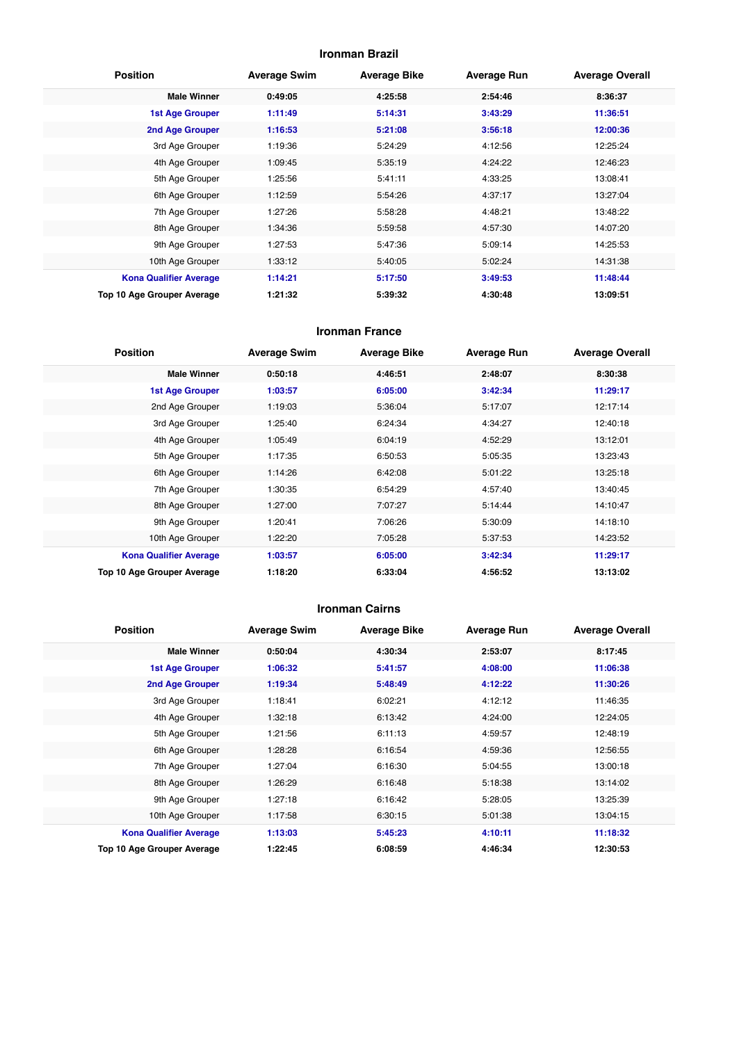### Ironman Brazil

| Position | Average Swim | Average Bike | Average Run | Average Overall |
|---|---|---|---|---|
| **Male Winner** | **0:49:05** | **4:25:58** | **2:54:46** | **8:36:37** |
| **1st Age Grouper** | **1:11:49** | **5:14:31** | **3:43:29** | **11:36:51** |
| **2nd Age Grouper** | **1:16:53** | **5:21:08** | **3:56:18** | **12:00:36** |
| 3rd Age Grouper | 1:19:36 | 5:24:29 | 4:12:56 | 12:25:24 |
| 4th Age Grouper | 1:09:45 | 5:35:19 | 4:24:22 | 12:46:23 |
| 5th Age Grouper | 1:25:56 | 5:41:11 | 4:33:25 | 13:08:41 |
| 6th Age Grouper | 1:12:59 | 5:54:26 | 4:37:17 | 13:27:04 |
| 7th Age Grouper | 1:27:26 | 5:58:28 | 4:48:21 | 13:48:22 |
| 8th Age Grouper | 1:34:36 | 5:59:58 | 4:57:30 | 14:07:20 |
| 9th Age Grouper | 1:27:53 | 5:47:36 | 5:09:14 | 14:25:53 |
| 10th Age Grouper | 1:33:12 | 5:40:05 | 5:02:24 | 14:31:38 |
| **Kona Qualifier Average** | **1:14:21** | **5:17:50** | **3:49:53** | **11:48:44** |
| **Top 10 Age Grouper Average** | **1:21:32** | **5:39:32** | **4:30:48** | **13:09:51** |

### Ironman France

| Position | Average Swim | Average Bike | Average Run | Average Overall |
|---|---|---|---|---|
| **Male Winner** | **0:50:18** | **4:46:51** | **2:48:07** | **8:30:38** |
| **1st Age Grouper** | **1:03:57** | **6:05:00** | **3:42:34** | **11:29:17** |
| 2nd Age Grouper | 1:19:03 | 5:36:04 | 5:17:07 | 12:17:14 |
| 3rd Age Grouper | 1:25:40 | 6:24:34 | 4:34:27 | 12:40:18 |
| 4th Age Grouper | 1:05:49 | 6:04:19 | 4:52:29 | 13:12:01 |
| 5th Age Grouper | 1:17:35 | 6:50:53 | 5:05:35 | 13:23:43 |
| 6th Age Grouper | 1:14:26 | 6:42:08 | 5:01:22 | 13:25:18 |
| 7th Age Grouper | 1:30:35 | 6:54:29 | 4:57:40 | 13:40:45 |
| 8th Age Grouper | 1:27:00 | 7:07:27 | 5:14:44 | 14:10:47 |
| 9th Age Grouper | 1:20:41 | 7:06:26 | 5:30:09 | 14:18:10 |
| 10th Age Grouper | 1:22:20 | 7:05:28 | 5:37:53 | 14:23:52 |
| **Kona Qualifier Average** | **1:03:57** | **6:05:00** | **3:42:34** | **11:29:17** |
| **Top 10 Age Grouper Average** | **1:18:20** | **6:33:04** | **4:56:52** | **13:13:02** |

### Ironman Cairns

| Position | Average Swim | Average Bike | Average Run | Average Overall |
|---|---|---|---|---|
| **Male Winner** | **0:50:04** | **4:30:34** | **2:53:07** | **8:17:45** |
| **1st Age Grouper** | **1:06:32** | **5:41:57** | **4:08:00** | **11:06:38** |
| **2nd Age Grouper** | **1:19:34** | **5:48:49** | **4:12:22** | **11:30:26** |
| 3rd Age Grouper | 1:18:41 | 6:02:21 | 4:12:12 | 11:46:35 |
| 4th Age Grouper | 1:32:18 | 6:13:42 | 4:24:00 | 12:24:05 |
| 5th Age Grouper | 1:21:56 | 6:11:13 | 4:59:57 | 12:48:19 |
| 6th Age Grouper | 1:28:28 | 6:16:54 | 4:59:36 | 12:56:55 |
| 7th Age Grouper | 1:27:04 | 6:16:30 | 5:04:55 | 13:00:18 |
| 8th Age Grouper | 1:26:29 | 6:16:48 | 5:18:38 | 13:14:02 |
| 9th Age Grouper | 1:27:18 | 6:16:42 | 5:28:05 | 13:25:39 |
| 10th Age Grouper | 1:17:58 | 6:30:15 | 5:01:38 | 13:04:15 |
| **Kona Qualifier Average** | **1:13:03** | **5:45:23** | **4:10:11** | **11:18:32** |
| **Top 10 Age Grouper Average** | **1:22:45** | **6:08:59** | **4:46:34** | **12:30:53** |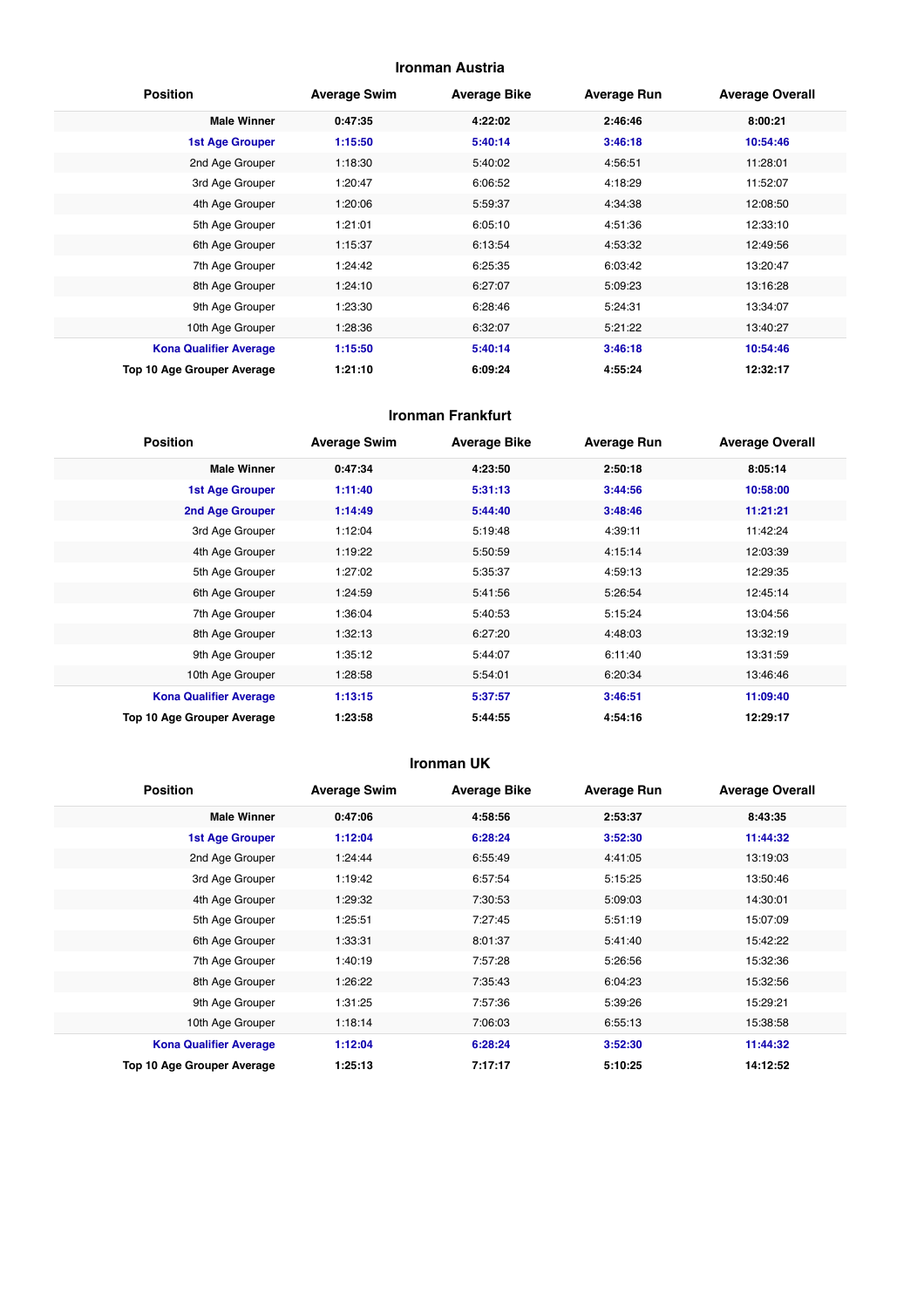## Ironman Austria

| Position | Average Swim | Average Bike | Average Run | Average Overall |
|---|---|---|---|---|
| **Male Winner** | **0:47:35** | **4:22:02** | **2:46:46** | **8:00:21** |
| **1st Age Grouper** | **1:15:50** | **5:40:14** | **3:46:18** | **10:54:46** |
| 2nd Age Grouper | 1:18:30 | 5:40:02 | 4:56:51 | 11:28:01 |
| 3rd Age Grouper | 1:20:47 | 6:06:52 | 4:18:29 | 11:52:07 |
| 4th Age Grouper | 1:20:06 | 5:59:37 | 4:34:38 | 12:08:50 |
| 5th Age Grouper | 1:21:01 | 6:05:10 | 4:51:36 | 12:33:10 |
| 6th Age Grouper | 1:15:37 | 6:13:54 | 4:53:32 | 12:49:56 |
| 7th Age Grouper | 1:24:42 | 6:25:35 | 6:03:42 | 13:20:47 |
| 8th Age Grouper | 1:24:10 | 6:27:07 | 5:09:23 | 13:16:28 |
| 9th Age Grouper | 1:23:30 | 6:28:46 | 5:24:31 | 13:34:07 |
| 10th Age Grouper | 1:28:36 | 6:32:07 | 5:21:22 | 13:40:27 |
| **Kona Qualifier Average** | **1:15:50** | **5:40:14** | **3:46:18** | **10:54:46** |
| **Top 10 Age Grouper Average** | **1:21:10** | **6:09:24** | **4:55:24** | **12:32:17** |

## Ironman Frankfurt

| Position | Average Swim | Average Bike | Average Run | Average Overall |
|---|---|---|---|---|
| **Male Winner** | **0:47:34** | **4:23:50** | **2:50:18** | **8:05:14** |
| **1st Age Grouper** | **1:11:40** | **5:31:13** | **3:44:56** | **10:58:00** |
| **2nd Age Grouper** | **1:14:49** | **5:44:40** | **3:48:46** | **11:21:21** |
| 3rd Age Grouper | 1:12:04 | 5:19:48 | 4:39:11 | 11:42:24 |
| 4th Age Grouper | 1:19:22 | 5:50:59 | 4:15:14 | 12:03:39 |
| 5th Age Grouper | 1:27:02 | 5:35:37 | 4:59:13 | 12:29:35 |
| 6th Age Grouper | 1:24:59 | 5:41:56 | 5:26:54 | 12:45:14 |
| 7th Age Grouper | 1:36:04 | 5:40:53 | 5:15:24 | 13:04:56 |
| 8th Age Grouper | 1:32:13 | 6:27:20 | 4:48:03 | 13:32:19 |
| 9th Age Grouper | 1:35:12 | 5:44:07 | 6:11:40 | 13:31:59 |
| 10th Age Grouper | 1:28:58 | 5:54:01 | 6:20:34 | 13:46:46 |
| **Kona Qualifier Average** | **1:13:15** | **5:37:57** | **3:46:51** | **11:09:40** |
| **Top 10 Age Grouper Average** | **1:23:58** | **5:44:55** | **4:54:16** | **12:29:17** |

## Ironman UK

| Position | Average Swim | Average Bike | Average Run | Average Overall |
|---|---|---|---|---|
| **Male Winner** | **0:47:06** | **4:58:56** | **2:53:37** | **8:43:35** |
| **1st Age Grouper** | **1:12:04** | **6:28:24** | **3:52:30** | **11:44:32** |
| 2nd Age Grouper | 1:24:44 | 6:55:49 | 4:41:05 | 13:19:03 |
| 3rd Age Grouper | 1:19:42 | 6:57:54 | 5:15:25 | 13:50:46 |
| 4th Age Grouper | 1:29:32 | 7:30:53 | 5:09:03 | 14:30:01 |
| 5th Age Grouper | 1:25:51 | 7:27:45 | 5:51:19 | 15:07:09 |
| 6th Age Grouper | 1:33:31 | 8:01:37 | 5:41:40 | 15:42:22 |
| 7th Age Grouper | 1:40:19 | 7:57:28 | 5:26:56 | 15:32:36 |
| 8th Age Grouper | 1:26:22 | 7:35:43 | 6:04:23 | 15:32:56 |
| 9th Age Grouper | 1:31:25 | 7:57:36 | 5:39:26 | 15:29:21 |
| 10th Age Grouper | 1:18:14 | 7:06:03 | 6:55:13 | 15:38:58 |
| **Kona Qualifier Average** | **1:12:04** | **6:28:24** | **3:52:30** | **11:44:32** |
| **Top 10 Age Grouper Average** | **1:25:13** | **7:17:17** | **5:10:25** | **14:12:52** |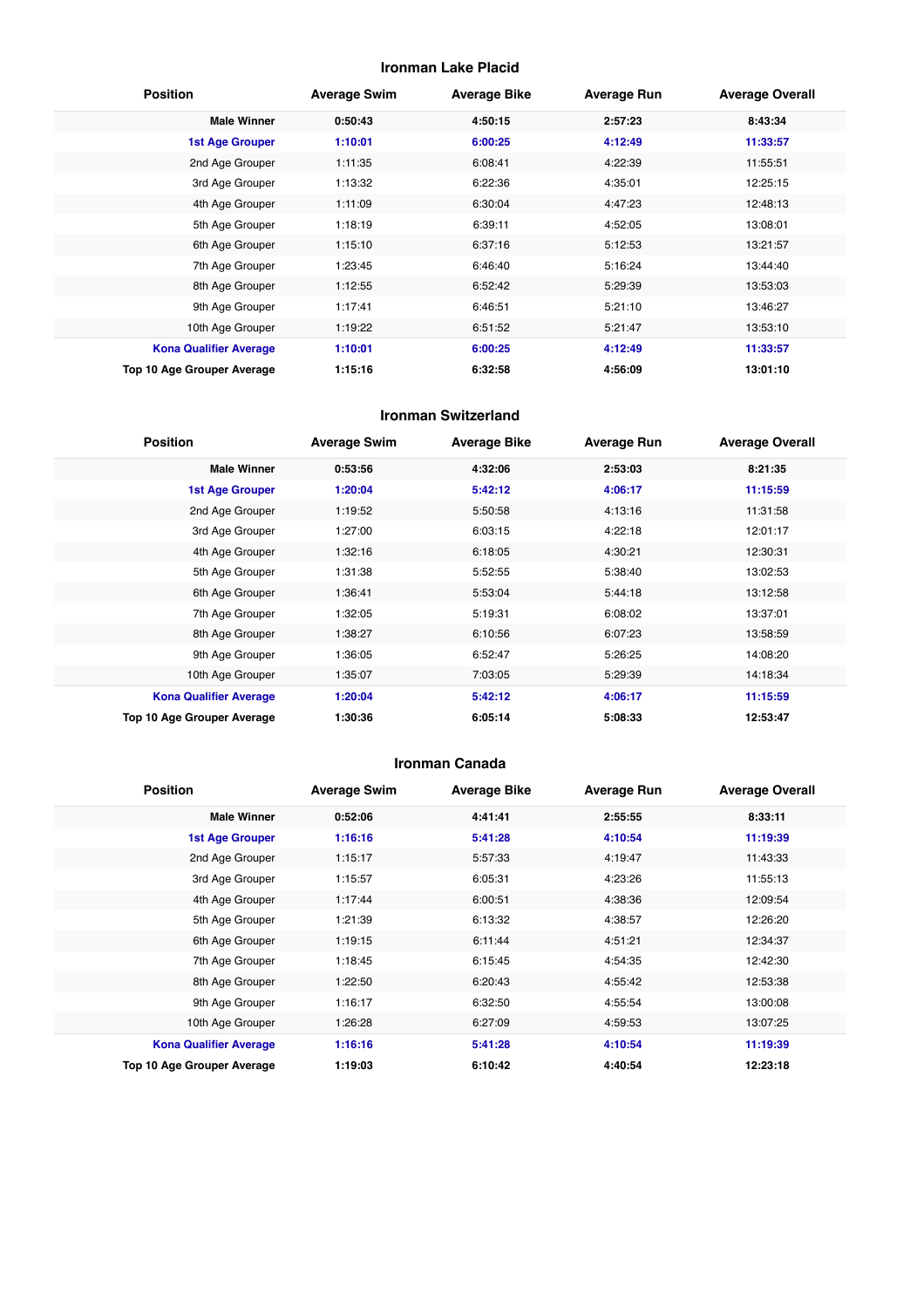## Ironman Lake Placid

| Position | Average Swim | Average Bike | Average Run | Average Overall |
|---|---|---|---|---|
| **Male Winner** | **0:50:43** | **4:50:15** | **2:57:23** | **8:43:34** |
| **1st Age Grouper** | **1:10:01** | **6:00:25** | **4:12:49** | **11:33:57** |
| 2nd Age Grouper | 1:11:35 | 6:08:41 | 4:22:39 | 11:55:51 |
| 3rd Age Grouper | 1:13:32 | 6:22:36 | 4:35:01 | 12:25:15 |
| 4th Age Grouper | 1:11:09 | 6:30:04 | 4:47:23 | 12:48:13 |
| 5th Age Grouper | 1:18:19 | 6:39:11 | 4:52:05 | 13:08:01 |
| 6th Age Grouper | 1:15:10 | 6:37:16 | 5:12:53 | 13:21:57 |
| 7th Age Grouper | 1:23:45 | 6:46:40 | 5:16:24 | 13:44:40 |
| 8th Age Grouper | 1:12:55 | 6:52:42 | 5:29:39 | 13:53:03 |
| 9th Age Grouper | 1:17:41 | 6:46:51 | 5:21:10 | 13:46:27 |
| 10th Age Grouper | 1:19:22 | 6:51:52 | 5:21:47 | 13:53:10 |
| **Kona Qualifier Average** | **1:10:01** | **6:00:25** | **4:12:49** | **11:33:57** |
| **Top 10 Age Grouper Average** | **1:15:16** | **6:32:58** | **4:56:09** | **13:01:10** |

## Ironman Switzerland

| Position | Average Swim | Average Bike | Average Run | Average Overall |
|---|---|---|---|---|
| **Male Winner** | **0:53:56** | **4:32:06** | **2:53:03** | **8:21:35** |
| **1st Age Grouper** | **1:20:04** | **5:42:12** | **4:06:17** | **11:15:59** |
| 2nd Age Grouper | 1:19:52 | 5:50:58 | 4:13:16 | 11:31:58 |
| 3rd Age Grouper | 1:27:00 | 6:03:15 | 4:22:18 | 12:01:17 |
| 4th Age Grouper | 1:32:16 | 6:18:05 | 4:30:21 | 12:30:31 |
| 5th Age Grouper | 1:31:38 | 5:52:55 | 5:38:40 | 13:02:53 |
| 6th Age Grouper | 1:36:41 | 5:53:04 | 5:44:18 | 13:12:58 |
| 7th Age Grouper | 1:32:05 | 5:19:31 | 6:08:02 | 13:37:01 |
| 8th Age Grouper | 1:38:27 | 6:10:56 | 6:07:23 | 13:58:59 |
| 9th Age Grouper | 1:36:05 | 6:52:47 | 5:26:25 | 14:08:20 |
| 10th Age Grouper | 1:35:07 | 7:03:05 | 5:29:39 | 14:18:34 |
| **Kona Qualifier Average** | **1:20:04** | **5:42:12** | **4:06:17** | **11:15:59** |
| **Top 10 Age Grouper Average** | **1:30:36** | **6:05:14** | **5:08:33** | **12:53:47** |

## Ironman Canada

| Position | Average Swim | Average Bike | Average Run | Average Overall |
|---|---|---|---|---|
| **Male Winner** | **0:52:06** | **4:41:41** | **2:55:55** | **8:33:11** |
| **1st Age Grouper** | **1:16:16** | **5:41:28** | **4:10:54** | **11:19:39** |
| 2nd Age Grouper | 1:15:17 | 5:57:33 | 4:19:47 | 11:43:33 |
| 3rd Age Grouper | 1:15:57 | 6:05:31 | 4:23:26 | 11:55:13 |
| 4th Age Grouper | 1:17:44 | 6:00:51 | 4:38:36 | 12:09:54 |
| 5th Age Grouper | 1:21:39 | 6:13:32 | 4:38:57 | 12:26:20 |
| 6th Age Grouper | 1:19:15 | 6:11:44 | 4:51:21 | 12:34:37 |
| 7th Age Grouper | 1:18:45 | 6:15:45 | 4:54:35 | 12:42:30 |
| 8th Age Grouper | 1:22:50 | 6:20:43 | 4:55:42 | 12:53:38 |
| 9th Age Grouper | 1:16:17 | 6:32:50 | 4:55:54 | 13:00:08 |
| 10th Age Grouper | 1:26:28 | 6:27:09 | 4:59:53 | 13:07:25 |
| **Kona Qualifier Average** | **1:16:16** | **5:41:28** | **4:10:54** | **11:19:39** |
| **Top 10 Age Grouper Average** | **1:19:03** | **6:10:42** | **4:40:54** | **12:23:18** |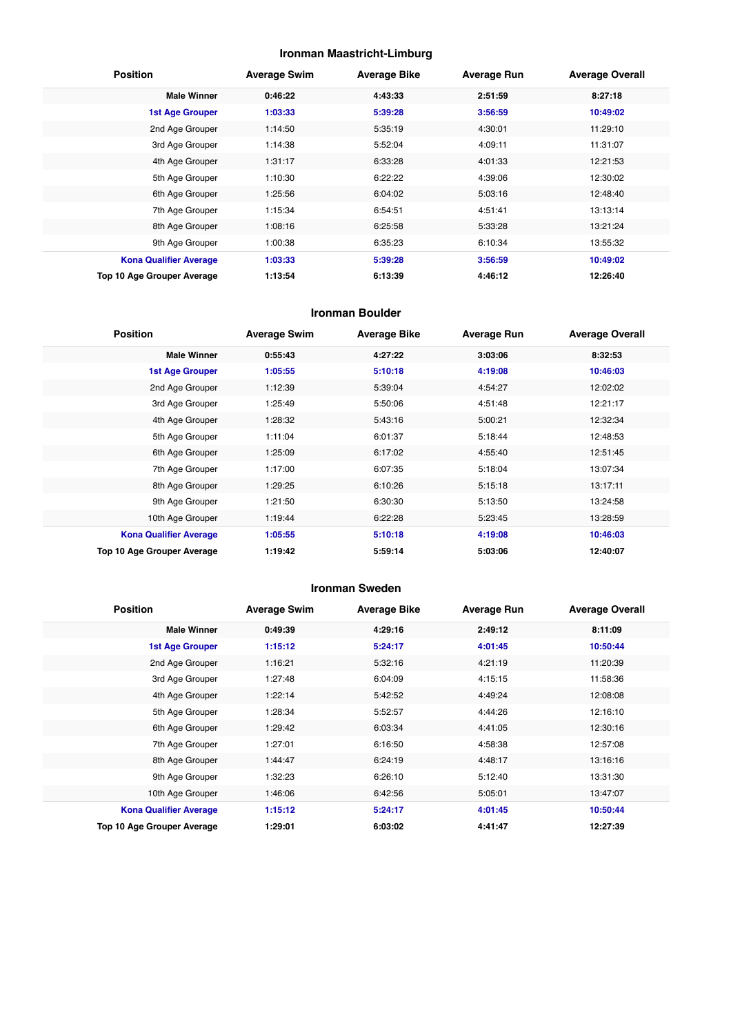## Ironman Maastricht-Limburg

| Position | Average Swim | Average Bike | Average Run | Average Overall |
|---|---|---|---|---|
| **Male Winner** | **0:46:22** | **4:43:33** | **2:51:59** | **8:27:18** |
| **1st Age Grouper** | **1:03:33** | **5:39:28** | **3:56:59** | **10:49:02** |
| 2nd Age Grouper | 1:14:50 | 5:35:19 | 4:30:01 | 11:29:10 |
| 3rd Age Grouper | 1:14:38 | 5:52:04 | 4:09:11 | 11:31:07 |
| 4th Age Grouper | 1:31:17 | 6:33:28 | 4:01:33 | 12:21:53 |
| 5th Age Grouper | 1:10:30 | 6:22:22 | 4:39:06 | 12:30:02 |
| 6th Age Grouper | 1:25:56 | 6:04:02 | 5:03:16 | 12:48:40 |
| 7th Age Grouper | 1:15:34 | 6:54:51 | 4:51:41 | 13:13:14 |
| 8th Age Grouper | 1:08:16 | 6:25:58 | 5:33:28 | 13:21:24 |
| 9th Age Grouper | 1:00:38 | 6:35:23 | 6:10:34 | 13:55:32 |
| **Kona Qualifier Average** | **1:03:33** | **5:39:28** | **3:56:59** | **10:49:02** |
| **Top 10 Age Grouper Average** | **1:13:54** | **6:13:39** | **4:46:12** | **12:26:40** |

## Ironman Boulder

| Position | Average Swim | Average Bike | Average Run | Average Overall |
|---|---|---|---|---|
| **Male Winner** | **0:55:43** | **4:27:22** | **3:03:06** | **8:32:53** |
| **1st Age Grouper** | **1:05:55** | **5:10:18** | **4:19:08** | **10:46:03** |
| 2nd Age Grouper | 1:12:39 | 5:39:04 | 4:54:27 | 12:02:02 |
| 3rd Age Grouper | 1:25:49 | 5:50:06 | 4:51:48 | 12:21:17 |
| 4th Age Grouper | 1:28:32 | 5:43:16 | 5:00:21 | 12:32:34 |
| 5th Age Grouper | 1:11:04 | 6:01:37 | 5:18:44 | 12:48:53 |
| 6th Age Grouper | 1:25:09 | 6:17:02 | 4:55:40 | 12:51:45 |
| 7th Age Grouper | 1:17:00 | 6:07:35 | 5:18:04 | 13:07:34 |
| 8th Age Grouper | 1:29:25 | 6:10:26 | 5:15:18 | 13:17:11 |
| 9th Age Grouper | 1:21:50 | 6:30:30 | 5:13:50 | 13:24:58 |
| 10th Age Grouper | 1:19:44 | 6:22:28 | 5:23:45 | 13:28:59 |
| **Kona Qualifier Average** | **1:05:55** | **5:10:18** | **4:19:08** | **10:46:03** |
| **Top 10 Age Grouper Average** | **1:19:42** | **5:59:14** | **5:03:06** | **12:40:07** |

## Ironman Sweden

| Position | Average Swim | Average Bike | Average Run | Average Overall |
|---|---|---|---|---|
| **Male Winner** | **0:49:39** | **4:29:16** | **2:49:12** | **8:11:09** |
| **1st Age Grouper** | **1:15:12** | **5:24:17** | **4:01:45** | **10:50:44** |
| 2nd Age Grouper | 1:16:21 | 5:32:16 | 4:21:19 | 11:20:39 |
| 3rd Age Grouper | 1:27:48 | 6:04:09 | 4:15:15 | 11:58:36 |
| 4th Age Grouper | 1:22:14 | 5:42:52 | 4:49:24 | 12:08:08 |
| 5th Age Grouper | 1:28:34 | 5:52:57 | 4:44:26 | 12:16:10 |
| 6th Age Grouper | 1:29:42 | 6:03:34 | 4:41:05 | 12:30:16 |
| 7th Age Grouper | 1:27:01 | 6:16:50 | 4:58:38 | 12:57:08 |
| 8th Age Grouper | 1:44:47 | 6:24:19 | 4:48:17 | 13:16:16 |
| 9th Age Grouper | 1:32:23 | 6:26:10 | 5:12:40 | 13:31:30 |
| 10th Age Grouper | 1:46:06 | 6:42:56 | 5:05:01 | 13:47:07 |
| **Kona Qualifier Average** | **1:15:12** | **5:24:17** | **4:01:45** | **10:50:44** |
| **Top 10 Age Grouper Average** | **1:29:01** | **6:03:02** | **4:41:47** | **12:27:39** |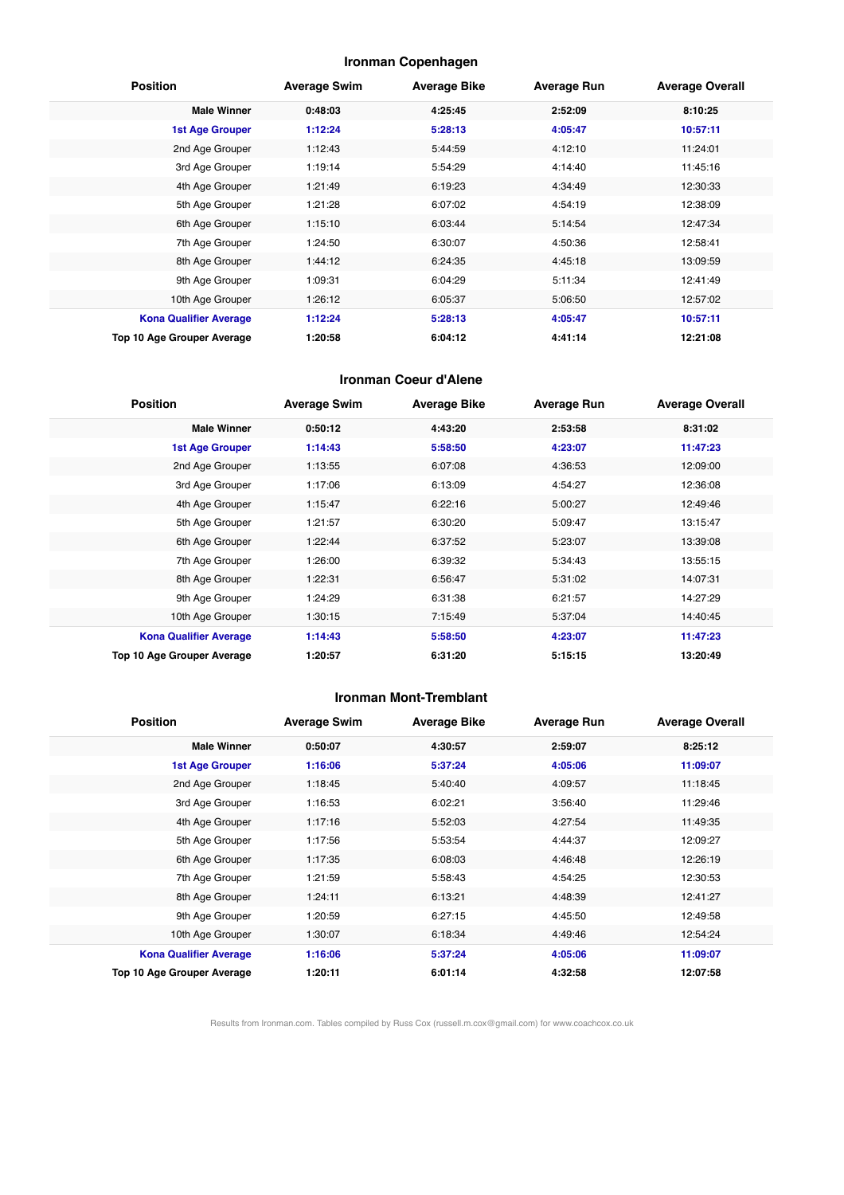## Ironman Copenhagen

| Position | Average Swim | Average Bike | Average Run | Average Overall |
|---|---|---|---|---|
| **Male Winner** | **0:48:03** | **4:25:45** | **2:52:09** | **8:10:25** |
| **1st Age Grouper** | **1:12:24** | **5:28:13** | **4:05:47** | **10:57:11** |
| 2nd Age Grouper | 1:12:43 | 5:44:59 | 4:12:10 | 11:24:01 |
| 3rd Age Grouper | 1:19:14 | 5:54:29 | 4:14:40 | 11:45:16 |
| 4th Age Grouper | 1:21:49 | 6:19:23 | 4:34:49 | 12:30:33 |
| 5th Age Grouper | 1:21:28 | 6:07:02 | 4:54:19 | 12:38:09 |
| 6th Age Grouper | 1:15:10 | 6:03:44 | 5:14:54 | 12:47:34 |
| 7th Age Grouper | 1:24:50 | 6:30:07 | 4:50:36 | 12:58:41 |
| 8th Age Grouper | 1:44:12 | 6:24:35 | 4:45:18 | 13:09:59 |
| 9th Age Grouper | 1:09:31 | 6:04:29 | 5:11:34 | 12:41:49 |
| 10th Age Grouper | 1:26:12 | 6:05:37 | 5:06:50 | 12:57:02 |
| **Kona Qualifier Average** | **1:12:24** | **5:28:13** | **4:05:47** | **10:57:11** |
| **Top 10 Age Grouper Average** | **1:20:58** | **6:04:12** | **4:41:14** | **12:21:08** |

## Ironman Coeur d'Alene

| Position | Average Swim | Average Bike | Average Run | Average Overall |
|---|---|---|---|---|
| **Male Winner** | **0:50:12** | **4:43:20** | **2:53:58** | **8:31:02** |
| **1st Age Grouper** | **1:14:43** | **5:58:50** | **4:23:07** | **11:47:23** |
| 2nd Age Grouper | 1:13:55 | 6:07:08 | 4:36:53 | 12:09:00 |
| 3rd Age Grouper | 1:17:06 | 6:13:09 | 4:54:27 | 12:36:08 |
| 4th Age Grouper | 1:15:47 | 6:22:16 | 5:00:27 | 12:49:46 |
| 5th Age Grouper | 1:21:57 | 6:30:20 | 5:09:47 | 13:15:47 |
| 6th Age Grouper | 1:22:44 | 6:37:52 | 5:23:07 | 13:39:08 |
| 7th Age Grouper | 1:26:00 | 6:39:32 | 5:34:43 | 13:55:15 |
| 8th Age Grouper | 1:22:31 | 6:56:47 | 5:31:02 | 14:07:31 |
| 9th Age Grouper | 1:24:29 | 6:31:38 | 6:21:57 | 14:27:29 |
| 10th Age Grouper | 1:30:15 | 7:15:49 | 5:37:04 | 14:40:45 |
| **Kona Qualifier Average** | **1:14:43** | **5:58:50** | **4:23:07** | **11:47:23** |
| **Top 10 Age Grouper Average** | **1:20:57** | **6:31:20** | **5:15:15** | **13:20:49** |

## Ironman Mont-Tremblant

| Position | Average Swim | Average Bike | Average Run | Average Overall |
|---|---|---|---|---|
| **Male Winner** | **0:50:07** | **4:30:57** | **2:59:07** | **8:25:12** |
| **1st Age Grouper** | **1:16:06** | **5:37:24** | **4:05:06** | **11:09:07** |
| 2nd Age Grouper | 1:18:45 | 5:40:40 | 4:09:57 | 11:18:45 |
| 3rd Age Grouper | 1:16:53 | 6:02:21 | 3:56:40 | 11:29:46 |
| 4th Age Grouper | 1:17:16 | 5:52:03 | 4:27:54 | 11:49:35 |
| 5th Age Grouper | 1:17:56 | 5:53:54 | 4:44:37 | 12:09:27 |
| 6th Age Grouper | 1:17:35 | 6:08:03 | 4:46:48 | 12:26:19 |
| 7th Age Grouper | 1:21:59 | 5:58:43 | 4:54:25 | 12:30:53 |
| 8th Age Grouper | 1:24:11 | 6:13:21 | 4:48:39 | 12:41:27 |
| 9th Age Grouper | 1:20:59 | 6:27:15 | 4:45:50 | 12:49:58 |
| 10th Age Grouper | 1:30:07 | 6:18:34 | 4:49:46 | 12:54:24 |
| **Kona Qualifier Average** | **1:16:06** | **5:37:24** | **4:05:06** | **11:09:07** |
| **Top 10 Age Grouper Average** | **1:20:11** | **6:01:14** | **4:32:58** | **12:07:58** |

Results from Ironman.com. Tables compiled by Russ Cox (russell.m.cox@gmail.com) for www.coachcox.co.uk